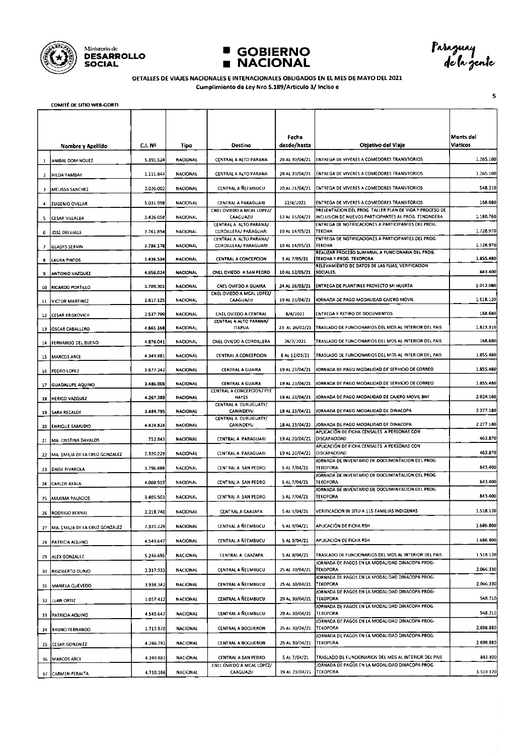Ministerio de **DESARROLLO SOCIAL** | **GOBIERNO NACIONAL** | Paraguay de la gente

### DETALLES DE VIAJES NACIONALES E INTENACIONALES OBLIGADOS EN EL MES DE MAYO DEL 2021

Cumplimiento de Ley Nro 5.189/Articulo 3/ Inciso e

COMITÉ DE SITIO WEB-GOBTI

| | Nombre y Apellido | C.I. Nº | Tipo | Destino | Fecha desde/hasta | Objetivo del Viaje | Monts del Viaticos |
|---|---|---|---|---|---|---|---|
| 1 | ANIBAL DOMINGUEZ | 5.391.524 | NACIONAL | CENTRAL A ALTO PARANA | 28 AL 30/04/21 | ENTREGA DE VIVERES A COMEDORES TRANSITORIOS | 1.265.100 |
| 2 | HILDA YAMBAY | 1.111.844 | NACIONAL | CENTRAL A ALTO PARANA | 28 AL 30/04/21 | ENTREGA DE VIVERES A COMEDORES TRANSITORIOS | 1.265.100 |
| 3 | MELISSA SANCHEZ | 2.026.002 | NACIONAL | CENTRAL A ÑEEMBUCU | 20 AL 21/04/21 | ENTREGA DE VIVERES A COMEDORES TRANSITORIOS | 548.210 |
| 4 | EUGENIO OVELAR | 5.031.998 | NACIONAL | CENTRAL A PARAGUARI | 22/4/2021 | ENTREGA DE VIVERES A COMEDORES TRANSITORIOS | 168.680 |
| 5 | CESAR VILLALBA | 3.426.058 | NACIONAL | CNEL OVIEDO A MCAL LOPEZ/ CAAGUAZU | 12 AL 15/04/21 | PRESENTACION DEL PROG. TALLER PLAN DE VIDA Y PROCESO DE INCLUSION DE NUEVOS PARTICIPANTES AL PROG. TENONDERA | 1.180.760 |
| 6 | JOSE DELVALLE | 3.761.854 | NACIONAL | CENTRAL A ALTO PARANA/ CORDILLERA/ PARAGUARI | 10 AL 14/05/21 | ENTREGA DE NOTIFICACIONES A PARTICIPANTES DEL PROG. TEKOHA | 1.728.970 |
| 7 | GLADYS SERVIN | 3.786.178 | NACIONAL | CENTRAL A ALTO PARANA/ CORDILLERA/ PARAGUARI | 10 AL 14/05/21 | ENTREGA DE NOTIFICACIONES A PARTICIPANTES DEL PROG. TEKOHA | 1.728.970 |
| 8 | LAURA PINTOS | 3.436.534 | NACIONAL | CENTRAL A CONCEPCION | 3 AL 7/05/21 | REALIZAR PROCESO SUMARIAL A FUNCIONARIA DEL PROG. TEKOHA Y PROG. TEKOPORA | 1.855.480 |
| 9 | ANTONIO VAZQUEZ | 4.656.024 | NACIONAL | CNEL OVIEDO A SAN PEDRO | 10 AL 12/05/21 | RELEVAMIENTO DE DATOS DE LAS FLIAS, VERIFICACION SOCIALES. | 843.400 |
| 10 | RICARDO PORTILLO | 3.709.301 | NACIONAL | CNEL OVIEDO A GUAIRA | 24 AL 26/03/21 | ENTREGA DE PLANTINES PROYECTO MI HUERTA | 1.012.080 |
| 11 | VICTOR MARTINEZ | 2.617.125 | NACIONAL | CNEL OVIEDO A MCAL LOPEZ/ CAAGUAZU | 19 AL 23/04/21 | JORNADA DE PAGO MODALIDAD CAJERO MOVIL | 1.518.120 |
| 12 | CESAR KRISKOVICH | 2.537.799 | NACIONAL | CNEL OVIEDO A CENTRAL | 8/4/2021 | ENTREGA Y RETIRO DE DOCUMENTOS | 168.680 |
| 13 | OSCAR CABALLERO | 4.665.168 | NACIONAL | CENTRAL A ALTO PARANA/ ITAPUA | 23 AL 26/02/21 | TRASLADO DE FUNCIONARIOS DEL MDS AL INTERIOR DEL PAIS | 1.813.310 |
| 14 | FERNANDO DEL BUENO | 4.876.041 | NACIONAL | CNEL OVIEDO A CORDILLERA | 26/2/2021 | TRASLADO DE FUNCIONARIOS DEL MDS AL INTERIOR DEL PAIS | 168.680 |
| 15 | MARCOS ARCE | 4.349.881 | NACIONAL | CENTRAL A CONCEPCION | 8 AL 12/03/21 | TRASLADO DE FUNCIONARIOS DEL MDS AL INTERIOR DEL PAIS | 1.855.480 |
| 16 | PEDRO LOPEZ | 3.677.242 | NACIONAL | CENTRAL A GUAIRA | 19 AL 23/04/21 | JORNADA DE PAGO MODALIDAD DE SERVICIO DE CORREO | 1.855.480 |
| 17 | GUADALUPE AQUINO | 3.486.008 | NACIONAL | CENTRAL A GUAIRA | 19 AL 23/04/21 | JORNADA DE PAGO MODALIDAD DE SERVICIO DE CORREO | 1.855.480 |
| 18 | HERICO VAZQUEZ | 4.267.389 | NACIONAL | CENTRAL A CONCEPCION/ PTE HAYES | 18 AL 23/04/21 | JORNADA DE PAGO MODALIDAD DE CAJERO MOVIL BNF | 2.024.160 |
| 19 | SARA RECALDE | 3.489.795 | NACIONAL | CENTRAL A CURUGUATY/ CANINDEYU | 18 AL 23/04/21 | JORNADA DE PAGO MODALIDAD DE DINACOPA | 2.277.180 |
| 20 | ENRIQUE SAMUDIO | 4.424.824 | NACIONAL | CENTRAL A CURUGUATY/ CANINDEYU | 18 AL 23/04/21 | JORNADA DE PAGO MODALIDAD DE DINACOPA | 2.277.180 |
| 21 | MA. CRISTINA DAVALOS | 752.843 | NACIONAL | CENTRAL A PARAGUARI | 19 AL 20/04/21 | APLICACIÓN DE FICHA CENSALES A PERSONAS CON DISCAPACIDAD | 463.870 |
| 22 | MA. EMILIA DE LA CRUZ GONZALEZ | 2.320.229 | NACIONAL | CENTRAL A PARAGUARI | 19 AL 20/04/21 | APLICACIÓN DE FICHA CENSALES A PERSONAS CON DISCAPACIDAD | 463.870 |
| 23 | DAISY RIVAROLA | 3.796.888 | NACIONAL | CENTRAL A SAN PEDRO | 5 AL 7/04/21 | JORNADA DE INVENTARIO DE DOCUMENTACION DEL PROG. TEKOPORA | 843.400 |
| 24 | CARLOS AYALA | 4.008.919 | NACIONAL | CENTRAL A SAN PEDRO | 5 AL 7/04/21 | JORNADA DE INVENTARIO DE DOCUMENTACION DEL PROG. TEKOPORA | 843.400 |
| 25 | MAXIMA PALACIOS | 3.405.503 | NACIONAL | CENTRAL A SAN PEDRO | 5 AL 7/04/21 | JORNADA DE INVENTARIO DE DOCUMENTACION DEL PROG. TEKOPORA | 843.400 |
| 26 | RODRIGO BERNAL | 2.218.740 | NACIONAL | CENTRAL A CAAZAPA | 5 AL 9/04/21 | VERIFICACION IN SITU A 115 FAMILIAS INDIGENAS | 1.518.120 |
| 27 | MA. EMILIA DE LA CRUZ GONZALEZ | 2.320.229 | NACIONAL | CENTRAL A ÑEEMBUCU | 5 AL 9/04/21 | APLICACIÓN DE FICHA RSH | 1.686.800 |
| 28 | PATRICIA AQUINO | 4.549.647 | NACIONAL | CENTRAL A ÑEEMBUCU | 5 AL 9/04/21 | APLICACIÓN DE FICHA RSH | 1.686.800 |
| 29 | ALEX GONZALEZ | 5.246.695 | NACIONAL | CENTRAL A CAAZAPA | 5 AL 9/04/21 | TRASLADO DE FUNCIONARIOS DEL MDS AL INTERIOR DEL PAIS | 1.518.120 |
| 30 | RIGOBERTO DUNJO | 2.317.933 | NACIONAL | CENTRAL A ÑEEMBUCU | 25 AL 30/04/21 | JORNADA DE PAGOS EN LA MODALIDAD DINACOPA PROG- TEKOPORA | 2.066.330 |
| 31 | MARIELA QUEVEDO | 3.938.342 | NACIONAL | CENTRAL A ÑEEMBUCU | 25 AL 30/04/21 | JORNADA DE PAGOS EN LA MODALIDAD DINACOPA PROG- TEKOPORA | 2.066.330 |
| 32 | JUAN ORTIZ | 1.057.412 | NACIONAL | CENTRAL A ÑEEMBUCU | 29 AL 30/04/21 | JORNADA DE PAGOS EN LA MODALIDAD DINACOPA PROG- TEKOPORA | 548.210 |
| 33 | PATRICIA AQUINO | 4.549.647 | NACIONAL | CENTRAL A ÑEEMBUCU | 29 AL 30/04/21 | JORNADA DE PAGOS EN LA MODALIDAD DINACOPA PROG- TEKOPORA | 548.210 |
| 34 | BRUNO FERNANDO | 1.713.870 | NACIONAL | CENTRAL A BOQUERON | 25 AL 30/04/21 | JORNADA DE PAGOS EN LA MODALIDAD DINACOPA PROG- TEKOPORA | 2.698.880 |
| 35 | CESAR GONZALEZ | 4.286.791 | NACIONAL | CENTRAL A BOQUERON | 25 AL 30/04/21 | JORNADA DE PAGOS EN LA MODALIDAD DINACOPA PROG- TEKOPORA | 2.698.880 |
| 36 | MARCOS ARCE | 4.349.881 | NACIONAL | CENTRAL A SAN PEDRO | 5 AL 7/04/21 | TRASLADO DE FUNCIONARIOS DEL MDS AL INTERIOR DEL PAIS | 843.400 |
| 37 | CARMEN PERALTA | 4.710.166 | NACIONAL | CNEL OVIEDO A MCAL LOPEZ/ CAAGUAZU | 19 AL 23/04/21 | JORNADA DE PAGOS EN LA MODALIDAD DINACOPA PROG- TEKOPORA | 1.518.120 |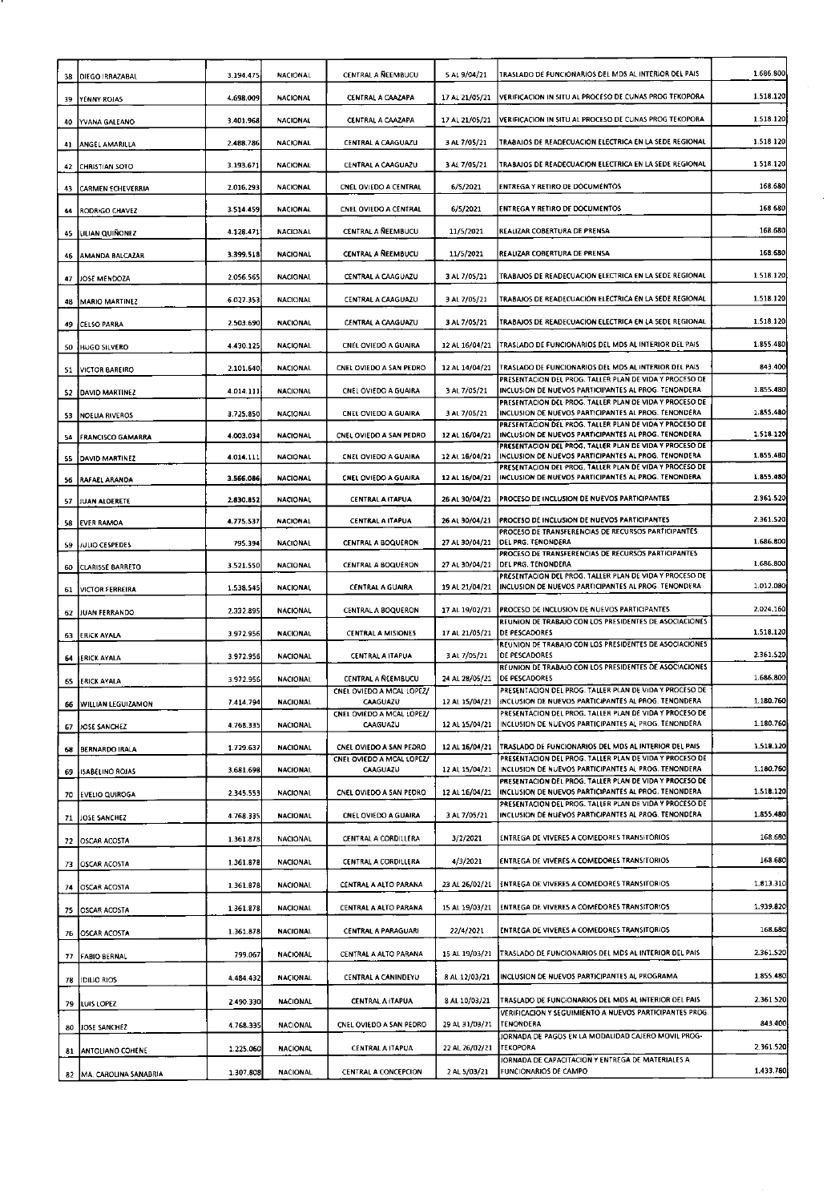| | | | | | | | |
|---|---|---|---|---|---|---|---|
| 38 | DIEGO IRRAZABAL | 3.194.475 | NACIONAL | CENTRAL A ÑEEMBUCU | 5 AL 9/04/21 | TRASLADO DE FUNCIONARIOS DEL MDS AL INTERIOR DEL PAIS | 1.686.800 |
| 39 | YENNY ROJAS | 4.698.009 | NACIONAL | CENTRAL A CAAZAPA | 17 AL 21/05/21 | VERIFICACION IN SITU AL PROCESO DE CUNAS PROG TEKOPORA | 1.518.120 |
| 40 | YVANA GALEANO | 3.401.968 | NACIONAL | CENTRAL A CAAZAPA | 17 AL 21/05/21 | VERIFICACION IN SITU AL PROCESO DE CUNAS PROG TEKOPORA | 1.518.120 |
| 41 | ANGEL AMARILLA | 2.488.786 | NACIONAL | CENTRAL A CAAGUAZU | 3 AL 7/05/21 | TRABAJOS DE READECUACION ELECTRICA EN LA SEDE REGIONAL | 1.518.120 |
| 42 | CHRISTIAN SOTO | 3.193.671 | NACIONAL | CENTRAL A CAAGUAZU | 3 AL 7/05/21 | TRABAJOS DE READECUACION ELECTRICA EN LA SEDE REGIONAL | 1.518.120 |
| 43 | CARMEN ECHEVERRIA | 2.016.293 | NACIONAL | CNEL OVIEDO A CENTRAL | 6/5/2021 | ENTREGA Y RETIRO DE DOCUMENTOS | 168.680 |
| 44 | RODRIGO CHAVEZ | 3.514.459 | NACIONAL | CNEL OVIEDO A CENTRAL | 6/5/2021 | ENTREGA Y RETIRO DE DOCUMENTOS | 168.680 |
| 45 | LILIAN QUIÑONEZ | 4.128.471 | NACIONAL | CENTRAL A ÑEEMBUCU | 11/5/2021 | REALIZAR COBERTURA DE PRENSA | 168.680 |
| 46 | AMANDA BALCAZAR | 3.399.518 | NACIONAL | CENTRAL A ÑEEMBUCU | 11/5/2021 | REALIZAR COBERTURA DE PRENSA | 168.680 |
| 47 | JOSE MENDOZA | 2.056.565 | NACIONAL | CENTRAL A CAAGUAZU | 3 AL 7/05/21 | TRABAJOS DE READECUACION ELECTRICA EN LA SEDE REGIONAL | 1.518.120 |
| 48 | MARIO MARTINEZ | 6.027.353 | NACIONAL | CENTRAL A CAAGUAZU | 3 AL 7/05/21 | TRABAJOS DE READECUACION ELECTRICA EN LA SEDE REGIONAL | 1.518.120 |
| 49 | CELSO PARRA | 2.503.690 | NACIONAL | CENTRAL A CAAGUAZU | 3 AL 7/05/21 | TRABAJOS DE READECUACION ELECTRICA EN LA SEDE REGIONAL | 1.518.120 |
| 50 | HUGO SILVERO | 4.430.125 | NACIONAL | CNEL OVIEDO A GUAIRA | 12 AL 16/04/21 | TRASLADO DE FUNCIONARIOS DEL MDS AL INTERIOR DEL PAIS | 1.855.480 |
| 51 | VICTOR BAREIRO | 2.101.640 | NACIONAL | CNEL OVIEDO A SAN PEDRO | 12 AL 14/04/21 | TRASLADO DE FUNCIONARIOS DEL MDS AL INTERIOR DEL PAIS | 843.400 |
| 52 | DAVID MARTINEZ | 4.014.111 | NACIONAL | CNEL OVIEDO A GUAIRA | 3 AL 7/05/21 | PRESENTACION DEL PROG. TALLER PLAN DE VIDA Y PROCESO DE INCLUSION DE NUEVOS PARTICIPANTES AL PROG. TENONDERA | 1.855.480 |
| 53 | NOELIA RIVEROS | 3.725.850 | NACIONAL | CNEL OVIEDO A GUAIRA | 3 AL 7/05/21 | PRESENTACION DEL PROG. TALLER PLAN DE VIDA Y PROCESO DE INCLUSION DE NUEVOS PARTICIPANTES AL PROG. TENONDERA | 1.855.480 |
| 54 | FRANCISCO GAMARRA | 4.003.034 | NACIONAL | CNEL OVIEDO A SAN PEDRO | 12 AL 16/04/21 | PRESENTACION DEL PROG. TALLER PLAN DE VIDA Y PROCESO DE INCLUSION DE NUEVOS PARTICIPANTES AL PROG. TENONDERA | 1.518.120 |
| 55 | DAVID MARTINEZ | 4.014.111 | NACIONAL | CNEL OVIEDO A GUAIRA | 12 AL 16/04/21 | PRESENTACION DEL PROG. TALLER PLAN DE VIDA Y PROCESO DE INCLUSION DE NUEVOS PARTICIPANTES AL PROG. TENONDERA | 1.855.480 |
| 56 | RAFAEL ARANDA | 3.566.086 | NACIONAL | CNEL OVIEDO A GUAIRA | 12 AL 16/04/21 | PRESENTACION DEL PROG. TALLER PLAN DE VIDA Y PROCESO DE INCLUSION DE NUEVOS PARTICIPANTES AL PROG. TENONDERA | 1.855.480 |
| 57 | JUAN ALDERETE | 2.830.852 | NACIONAL | CENTRAL A ITAPUA | 26 AL 30/04/21 | PROCESO DE INCLUSION DE NUEVOS PARTICIPANTES | 2.361.520 |
| 58 | EVER RAMOA | 4.775.537 | NACIONAL | CENTRAL A ITAPUA | 26 AL 30/04/21 | PROCESO DE INCLUSION DE NUEVOS PARTICIPANTES | 2.361.520 |
| 59 | JULIO CESPEDES | 795.394 | NACIONAL | CENTRAL A BOQUERON | 27 AL 30/04/21 | PROCESO DE TRANSFERENCIAS DE RECURSOS PARTICIPANTES DEL PRG. TENONDERA | 1.686.800 |
| 60 | CLARISSE BARRETO | 3.521.550 | NACIONAL | CENTRAL A BOQUERON | 27 AL 30/04/21 | PROCESO DE TRANSFERENCIAS DE RECURSOS PARTICIPANTES DEL PRG. TENONDERA | 1.686.800 |
| 61 | VICTOR FERREIRA | 1.538.545 | NACIONAL | CENTRAL A GUAIRA | 19 AL 21/04/21 | PRESENTACION DEL PROG. TALLER PLAN DE VIDA Y PROCESO DE INCLUSION DE NUEVOS PARTICIPANTES AL PROG. TENONDERA | 1.012.080 |
| 62 | JUAN FERRANDO | 2.332.895 | NACIONAL | CENTRAL A BOQUERON | 17 AL 19/02/21 | PROCESO DE INCLUSION DE NUEVOS PARTICIPANTES | 2.024.160 |
| 63 | ERICK AYALA | 3.972.956 | NACIONAL | CENTRAL A MISIONES | 17 AL 21/05/21 | REUNION DE TRABAJO CON LOS PRESIDENTES DE ASOCIACIONES DE PESCADORES | 1.518.120 |
| 64 | ERICK AYALA | 3.972.956 | NACIONAL | CENTRAL A ITAPUA | 3 AL 7/05/21 | REUNION DE TRABAJO CON LOS PRESIDENTES DE ASOCIACIONES DE PESCADORES | 2.361.520 |
| 65 | ERICK AYALA | 3.972.956 | NACIONAL | CENTRAL A ÑEEMBUCU | 24 AL 28/05/21 | REUNION DE TRABAJO CON LOS PRESIDENTES DE ASOCIACIONES DE PESCADORES | 1.686.800 |
| 66 | WILLIAN LEGUIZAMON | 7.414.794 | NACIONAL | CNEL OVIEDO A MCAL LOPEZ/ CAAGUAZU | 12 AL 15/04/21 | PRESENTACION DEL PROG. TALLER PLAN DE VIDA Y PROCESO DE INCLUSION DE NUEVOS PARTICIPANTES AL PROG. TENONDERA | 1.180.760 |
| 67 | JOSE SANCHEZ | 4.768.335 | NACIONAL | CNEL OVIEDO A MCAL LOPEZ/ CAAGUAZU | 12 AL 15/04/21 | PRESENTACION DEL PROG. TALLER PLAN DE VIDA Y PROCESO DE INCLUSION DE NUEVOS PARTICIPANTES AL PROG. TENONDERA | 1.180.760 |
| 68 | BERNARDO IRALA | 1.729.637 | NACIONAL | CNEL OVIEDO A SAN PEDRO | 12 AL 16/04/21 | TRASLADO DE FUNCIONARIOS DEL MDS AL INTERIOR DEL PAIS | 1.518.120 |
| 69 | ISABELINO ROJAS | 3.681.698 | NACIONAL | CNEL OVIEDO A MCAL LOPEZ/ CAAGUAZU | 12 AL 15/04/21 | PRESENTACION DEL PROG. TALLER PLAN DE VIDA Y PROCESO DE INCLUSION DE NUEVOS PARTICIPANTES AL PROG. TENONDERA | 1.180.760 |
| 70 | EVELIO QUIROGA | 2.345.553 | NACIONAL | CNEL OVIEDO A SAN PEDRO | 12 AL 16/04/21 | PRESENTACION DEL PROG. TALLER PLAN DE VIDA Y PROCESO DE INCLUSION DE NUEVOS PARTICIPANTES AL PROG. TENONDERA | 1.518.120 |
| 71 | JOSE SANCHEZ | 4.768.335 | NACIONAL | CNEL OVIEDO A GUAIRA | 3 AL 7/05/21 | PRESENTACION DEL PROG. TALLER PLAN DE VIDA Y PROCESO DE INCLUSION DE NUEVOS PARTICIPANTES AL PROG. TENONDERA | 1.855.480 |
| 72 | OSCAR ACOSTA | 1.361.878 | NACIONAL | CENTRAL A CORDILLERA | 3/2/2021 | ENTREGA DE VIVERES A COMEDORES TRANSITORIOS | 168.680 |
| 73 | OSCAR ACOSTA | 1.361.878 | NACIONAL | CENTRAL A CORDILLERA | 4/3/2021 | ENTREGA DE VIVERES A COMEDORES TRANSITORIOS | 168.680 |
| 74 | OSCAR ACOSTA | 1.361.878 | NACIONAL | CENTRAL A ALTO PARANA | 23 AL 26/02/21 | ENTREGA DE VIVERES A COMEDORES TRANSITORIOS | 1.813.310 |
| 75 | OSCAR ACOSTA | 1.361.878 | NACIONAL | CENTRAL A ALTO PARANA | 15 AL 19/03/21 | ENTREGA DE VIVERES A COMEDORES TRANSITORIOS | 1.939.820 |
| 76 | OSCAR ACOSTA | 1.361.878 | NACIONAL | CENTRAL A PARAGUARI | 22/4/2021 | ENTREGA DE VIVERES A COMEDORES TRANSITORIOS | 168.680 |
| 77 | FABIO BERNAL | 799.067 | NACIONAL | CENTRAL A ALTO PARANA | 15 AL 19/03/21 | TRASLADO DE FUNCIONARIOS DEL MDS AL INTERIOR DEL PAIS | 2.361.520 |
| 78 | IDILIO RIOS | 4.484.432 | NACIONAL | CENTRAL A CANINDEYU | 8 AL 12/03/21 | INCLUSION DE NUEVOS PARTICIPANTES AL PROGRAMA | 1.855.480 |
| 79 | LUIS LOPEZ | 2.490.330 | NACIONAL | CENTRAL A ITAPUA | 8 AL 10/03/21 | TRASLADO DE FUNCIONARIOS DEL MDS AL INTERIOR DEL PAIS | 2.361.520 |
| 80 | JOSE SANCHEZ | 4.768.335 | NACIONAL | CNEL OVIEDO A SAN PEDRO | 29 AL 31/03/21 | VERIFICACION Y SEGUIMIENTO A NUEVOS PARTICIPANTES PROG. TENONDERA | 843.400 |
| 81 | ANTOLIANO COHENE | 1.225.060 | NACIONAL | CENTRAL A ITAPUA | 22 AL 26/02/21 | JORNADA DE PAGOS EN LA MODALIDAD CAJERO MOVIL PROG-TEKOPORA | 2.361.520 |
| 82 | MA. CAROLINA SANABRIA | 1.307.808 | NACIONAL | CENTRAL A CONCEPCION | 2 AL 5/03/21 | JORNADA DE CAPACITACION Y ENTREGA DE MATERIALES A FUNCIONARIOS DE CAMPO | 1.433.780 |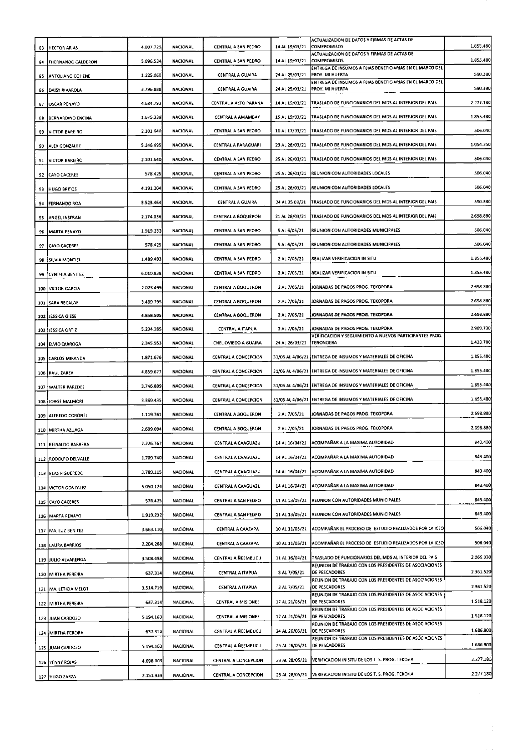| | | | | | | | |
|---|---|---|---|---|---|---|---|
| 83 | HECTOR ARIAS | 4.007.729 | NACIONAL | CENTRAL A SAN PEDRO | 14 AL 19/03/21 | ACTUALIZACION DE DATOS Y FIRMAS DE ACTAS DE COMPROMISOS | 1.855.480 |
| 84 | FHERNANDO CALDERON | 5.096.534 | NACIONAL | CENTRAL A SAN PEDRO | 14 AL 19/03/21 | ACTUALIZACION DE DATOS Y FIRMAS DE ACTAS DE COMPROMISOS | 1.855.480 |
| 85 | ANTOLIANO COHENE | 1.225.060 | NACIONAL | CENTRAL A GUAIRA | 24 AL 25/03/21 | ENTREGA DE INSUMOS A FLIAS BENEFICIARIAS EN EL MARCO DEL PROY. MI HUERTA | 590.380 |
| 86 | DAISY RIVAROLA | 3.796.888 | NACIONAL | CENTRAL A GUAIRA | 24 AL 25/03/21 | ENTREGA DE INSUMOS A FLIAS BENEFICIARIAS EN EL MARCO DEL PROY. MI HUERTA | 590.380 |
| 87 | OSCAR PENAYO | 4.684.793 | NACIONAL | CENTRAL A ALTO PARANA | 14 AL 19/03/21 | TRASLADO DE FUNCIONARIOS DEL MDS AL INTERIOR DEL PAIS | 2.277.180 |
| 88 | BERNARDINO ENCINA | 1.675.339 | NACIONAL | CENTRAL A AMAMBAY | 15 AL 19/03/21 | TRASLADO DE FUNCIONARIOS DEL MDS AL INTERIOR DEL PAIS | 1.855.480 |
| 89 | VICTOR BAREIRO | 2.101.640 | NACIONAL | CENTRAL A SAN PEDRO | 16 AL 17/03/21 | TRASLADO DE FUNCIONARIOS DEL MDS AL INTERIOR DEL PAIS | 506.040 |
| 90 | ALEX GONZALEZ | 5.246.695 | NACIONAL | CENTRAL A PARAGUARI | 23 AL 26/03/21 | TRASLADO DE FUNCIONARIOS DEL MDS AL INTERIOR DEL PAIS | 1.054.250 |
| 91 | VICTOR BAREIRO | 2.101.640 | NACIONAL | CENTRAL A SAN PEDRO | 25 AL 26/03/21 | TRASLADO DE FUNCIONARIOS DEL MDS AL INTERIOR DEL PAIS | 506.040 |
| 92 | CAYO CACERES | 578.425 | NACIONAL | CENTRAL A SAN PEDRO | 25 AL 26/03/21 | REUNION CON AUTORIDADES LOCALES | 506.040 |
| 93 | HUGO BRITOS | 4.191.204 | NACIONAL | CENTRAL A SAN PEDRO | 25 AL 26/03/21 | REUNION CON AUTORIDADES LOCALES | 506.040 |
| 94 | FERNANDO ROA | 3.523.464 | NACIONAL | CENTRAL A GUAIRA | 24 AL 25 03/21 | TRASLADO DE FUNCIONARIOS DEL MDS AL INTERIOR DEL PAIS | 590.380 |
| 95 | ANGEL INSFRAN | 2.174.036 | NACIONAL | CENTRAL A BOQUERON | 21 AL 26/03/21 | TRASLADO DE FUNCIONARIOS DEL MDS AL INTERIOR DEL PAIS | 2.698.880 |
| 96 | MARTA PENAYO | 1.919.232 | NACIONAL | CENTRAL A SAN PEDRO | 5 AL 6/05/21 | REUNION CON AUTORIDADES MUNICIPALES | 506.040 |
| 97 | CAYO CACERES | 578.425 | NACIONAL | CENTRAL A SAN PEDRO | 5 AL 6/05/21 | REUNION CON AUTORIDADES MUNICIPALES | 506.040 |
| 98 | SILVIA MONTIEL | 1.489.493 | NACIONAL | CENTRAL A SAN PEDRO | 2 AL 7/05/21 | REALIZAR VERIFICACION IN SITU | 1.855.480 |
| 99 | CYNTHIA BENITEZ | 6.010.838 | NACIONAL | CENTRAL A SAN PEDRO | 2 AL 7/05/21 | REALIZAR VERIFICACION IN SITU | 1.855.480 |
| 100 | VICTOR GARCIA | 2.023.499 | NACIONAL | CENTRAL A BOQUERON | 2 AL 7/05/21 | JORNADAS DE PAGOS PROG. TEKOPORA | 2.698.880 |
| 101 | SARA RECALDE | 3.489.795 | NACIONAL | CENTRAL A BOQUERON | 2 AL 7/05/21 | JORNADAS DE PAGOS PROG. TEKOPORA | 2.698.880 |
| 102 | JESSICA GIESE | 4.858.505 | NACIONAL | CENTRAL A BOQUERON | 2 AL 7/05/21 | JORNADAS DE PAGOS PROG. TEKOPORA | 2.698.880 |
| 103 | JESSICA ORTIZ | 5.234.285 | NACIONAL | CENTRAL A ITAPUA | 2 AL 7/05/21 | JORNADAS DE PAGOS PROG. TEKOPORA | 2.909.730 |
| 104 | ELVIO QUIROGA | 2.345.553 | NACIONAL | CNEL OVIEDO A GUAIRA | 24 AL 26/03/21 | VERIFICACION Y SEGUIMIENTO A NUEVOS PARTICIPANTES PROG. TENONDERA | 1.433.780 |
| 105 | CARLOS MIRANDA | 1.871.676 | NACIONAL | CENTRAL A CONCEPCION | 31/05 AL 4/06/21 | ENTREGA DE INSUMOS Y MATERIALES DE OFICINA | 1.855.480 |
| 106 | RAUL ZARZA | 4.859.677 | NACIONAL | CENTRAL A CONCEPCION | 31/05 AL 4/06/21 | ENTREGA DE INSUMOS Y MATERIALES DE OFICINA | 1.855.480 |
| 107 | WALTER PAREDES | 3.746.809 | NACIONAL | CENTRAL A CONCEPCION | 31/05 AL 4/06/21 | ENTREGA DE INSUMOS Y MATERIALES DE OFICINA | 1.855.480 |
| 108 | JORGE MALMORI | 3.369.435 | NACIONAL | CENTRAL A CONCEPCION | 31/05 AL 4/06/21 | ENTREGA DE INSUMOS Y MATERIALES DE OFICINA | 1.855.480 |
| 109 | ALFREDO CORONEL | 1.119.761 | NACIONAL | CENTRAL A BOQUERON | 2 AL 7/05/21 | JORNADAS DE PAGOS PROG. TEKOPORA | 2.698.880 |
| 110 | MIRTHA AZUAGA | 2.699.094 | NACIONAL | CENTRAL A BOQUERON | 2 AL 7/05/21 | JORNADAS DE PAGOS PROG. TEKOPORA | 2.698.880 |
| 111 | REINALDO BARRERA | 2.226.767 | NACIONAL | CENTRAL A CAAGUAZU | 14 AL 16/04/21 | ACOMPAÑAR A LA MAXIMA AUTORIDAD | 843.400 |
| 112 | RODOLFO DELVALLE | 1.709.740 | NACIONAL | CENTRAL A CAAGUAZU | 14 AL 16/04/21 | ACOMPAÑAR A LA MAXIMA AUTORIDAD | 843.400 |
| 113 | BLAS FIGUEREDO | 3.789.115 | NACIONAL | CENTRAL A CAAGUAZU | 14 AL 16/04/21 | ACOMPAÑAR A LA MAXIMA AUTORIDAD | 843.400 |
| 114 | VICTOR GONZALEZ | 5.050.124 | NACIONAL | CENTRAL A CAAGUAZU | 14 AL 16/04/21 | ACOMPAÑAR A LA MAXIMA AUTORIDAD | 843.400 |
| 115 | CAYO CACERES | 578.425 | NACIONAL | CENTRAL A SAN PEDRO | 11 AL 13/05/21 | REUNION CON AUTORIDADES MUNICIPALES | 843.400 |
| 116 | MARTA PENAYO | 1.919.232 | NACIONAL | CENTRAL A SAN PEDRO | 11 AL 13/05/21 | REUNION CON AUTORIDADES MUNICIPALES | 843.400 |
| 117 | MA. LUZ BENITEZ | 3.663.110 | NACIONAL | CENTRAL A CAAZAPA | 10 AL 11/05/21 | ACOMPAÑAR EL PROCESO DE ESTUDIO REALIZADOS POR LA ICSO | 506.040 |
| 118 | LAURA BARRIOS | 2.204.268 | NACIONAL | CENTRAL A CAAZAPA | 10 AL 11/05/21 | ACOMPAÑAR EL PROCESO DE ESTUDIO REALIZADOS POR LA ICSO | 506.040 |
| 119 | JULIO ALVARENGA | 3.508.498 | NACIONAL | CENTRAL A ÑEEMBUCU | 11 AL 16/04/21 | TRASLADO DE FUNCIONARIOS DEL MDS AL INTERIOR DEL PAIS | 2.066.330 |
| 120 | MIRTHA PEREIRA | 637.314 | NACIONAL | CENTRAL A ITAPUA | 3 AL 7/05/21 | REUNION DE TRABAJO CON LOS PRESIDENTES DE ASOCIACIONES DE PESCADORES | 2.361.520 |
| 121 | MA. LETICIA MELOT | 3.514.719 | NACIONAL | CENTRAL A ITAPUA | 3 AL 7/05/21 | REUNION DE TRABAJO CON LOS PRESIDENTES DE ASOCIACIONES DE PESCADORES | 2.361.520 |
| 122 | MIRTHA PEREIRA | 637.314 | NACIONAL | CENTRAL A MISIONES | 17 AL 21/05/21 | REUNION DE TRABAJO CON LOS PRESIDENTES DE ASOCIACIONES DE PESCADORES | 1.518.120 |
| 123 | JUAN CARDOZO | 5.194.163 | NACIONAL | CENTRAL A MISIONES | 17 AL 21/05/21 | REUNION DE TRABAJO CON LOS PRESIDENTES DE ASOCIACIONES DE PESCADORES | 1.518.120 |
| 124 | MIRTHA PEREIRA | 637.314 | NACIONAL | CENTRAL A ÑEEMBUCU | 24 AL 26/05/21 | REUNION DE TRABAJO CON LOS PRESIDENTES DE ASOCIACIONES DE PESCADORES | 1.686.800 |
| 125 | JUAN CARDOZO | 5.194.163 | NACIONAL | CENTRAL A ÑEEMBUCU | 24 AL 26/05/21 | REUNION DE TRABAJO CON LOS PRESIDENTES DE ASOCIACIONES DE PESCADORES | 1.686.800 |
| 126 | YENNY ROJAS | 4.698.009 | NACIONAL | CENTRAL A CONCEPCION | 23 AL 28/05/21 | VERIFICACION IN SITU DE LOS T. S. PROG. TEKOHA | 2.277.180 |
| 127 | HUGO ZARZA | 2.151.939 | NACIONAL | CENTRAL A CONCEPCION | 23 AL 28/05/21 | VERIFICACION IN SITU DE LOS T. S. PROG. TEKOHA | 2.277.180 |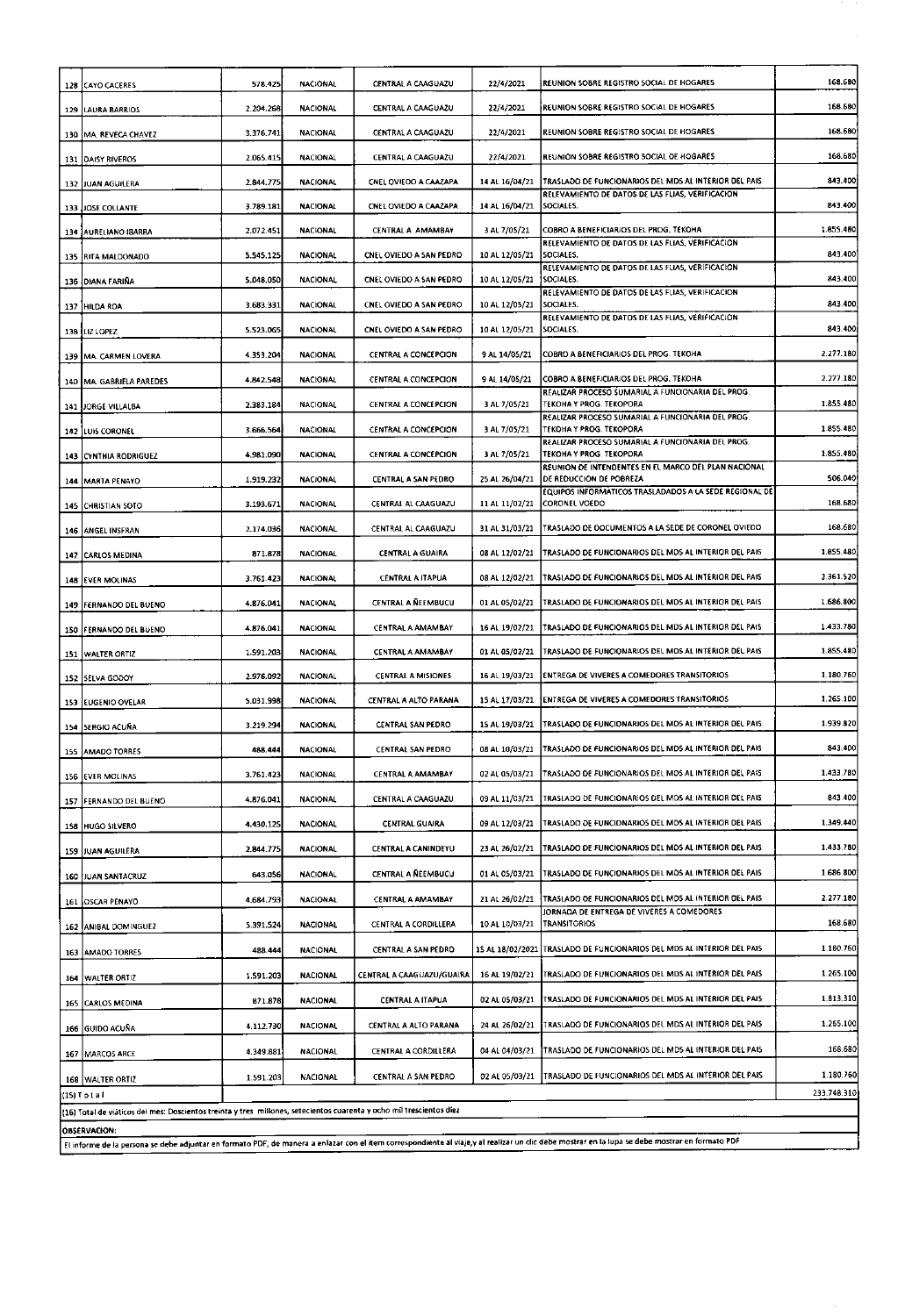| | | | | | | | |
|---|---|---|---|---|---|---|---|
| 128 | CAYO CACERES | 578.425 | NACIONAL | CENTRAL A CAAGUAZU | 22/4/2021 | REUNION SOBRE REGISTRO SOCIAL DE HOGARES | 168.680 |
| 129 | LAURA BARRIOS | 2.204.268 | NACIONAL | CENTRAL A CAAGUAZU | 22/4/2021 | REUNION SOBRE REGISTRO SOCIAL DE HOGARES | 168.680 |
| 130 | MA. REVECA CHAVEZ | 3.376.741 | NACIONAL | CENTRAL A CAAGUAZU | 22/4/2021 | REUNION SOBRE REGISTRO SOCIAL DE HOGARES | 168.680 |
| 131 | DAISY RIVEROS | 2.065.415 | NACIONAL | CENTRAL A CAAGUAZU | 22/4/2021 | REUNION SOBRE REGISTRO SOCIAL DE HOGARES | 168.680 |
| 132 | JUAN AGUILERA | 2.844.775 | NACIONAL | CNEL OVIEDO A CAAZAPA | 14 AL 16/04/21 | TRASLADO DE FUNCIONARIOS DEL MDS AL INTERIOR DEL PAIS | 843.400 |
| 133 | JOSE COLLANTE | 3.789.181 | NACIONAL | CNEL OVIEDO A CAAZAPA | 14 AL 16/04/21 | RELEVAMIENTO DE DATOS DE LAS FLIAS, VERIFICACION SOCIALES. | 843.400 |
| 134 | AURELIANO IBARRA | 2.072.451 | NACIONAL | CENTRAL A AMAMBAY | 3 AL 7/05/21 | COBRO A BENEFICIARIOS DEL PROG. TEKOHA | 1.855.480 |
| 135 | RITA MALDONADO | 5.545.125 | NACIONAL | CNEL OVIEDO A SAN PEDRO | 10 AL 12/05/21 | RELEVAMIENTO DE DATOS DE LAS FLIAS, VERIFICACION SOCIALES. | 843.400 |
| 136 | DIANA FARIÑA | 5.048.050 | NACIONAL | CNEL OVIEDO A SAN PEDRO | 10 AL 12/05/21 | RELEVAMIENTO DE DATOS DE LAS FLIAS, VERIFICACION SOCIALES. | 843.400 |
| 137 | HILDA ROA | 3.683.331 | NACIONAL | CNEL OVIEDO A SAN PEDRO | 10 AL 12/05/21 | RELEVAMIENTO DE DATOS DE LAS FLIAS, VERIFICACION SOCIALES. | 843.400 |
| 138 | LIZ LOPEZ | 5.523.065 | NACIONAL | CNEL OVIEDO A SAN PEDRO | 10 AL 12/05/21 | RELEVAMIENTO DE DATOS DE LAS FLIAS, VERIFICACION SOCIALES. | 843.400 |
| 139 | MA. CARMEN LOVERA | 4.353.204 | NACIONAL | CENTRAL A CONCEPCION | 9 AL 14/05/21 | COBRO A BENEFICIARIOS DEL PROG. TEKOHA | 2.277.180 |
| 140 | MA. GABRIELA PAREDES | 4.842.548 | NACIONAL | CENTRAL A CONCEPCION | 9 AL 14/05/21 | COBRO A BENEFICIARIOS DEL PROG. TEKOHA | 2.277.180 |
| 141 | JORGE VILLALBA | 2.383.184 | NACIONAL | CENTRAL A CONCEPCION | 3 AL 7/05/21 | REALIZAR PROCESO SUMARIAL A FUNCIONARIA DEL PROG. TEKOHA Y PROG. TEKOPORA | 1.855.480 |
| 142 | LUIS CORONEL | 3.666.564 | NACIONAL | CENTRAL A CONCEPCION | 3 AL 7/05/21 | REALIZAR PROCESO SUMARIAL A FUNCIONARIA DEL PROG. TEKOHA Y PROG. TEKOPORA | 1.855.480 |
| 143 | CYNTHIA RODRIGUEZ | 4.981.090 | NACIONAL | CENTRAL A CONCEPCION | 3 AL 7/05/21 | REALIZAR PROCESO SUMARIAL A FUNCIONARIA DEL PROG. TEKOHA Y PROG. TEKOPORA | 1.855.480 |
| 144 | MARTA PENAYO | 1.919.232 | NACIONAL | CENTRAL A SAN PEDRO | 25 AL 26/04/21 | REUNION DE INTENDENTES EN EL MARCO DEL PLAN NACIONAL DE REDUCCION DE POBREZA | 506.040 |
| 145 | CHRISTIAN SOTO | 3.193.671 | NACIONAL | CENTRAL AL CAAGUAZU | 11 AL 11/02/21 | EQUIPOS INFORMATICOS TRASLADADOS A LA SEDE REGIONAL DE CORONEL VOEDO | 168.680 |
| 146 | ANGEL INSFRAN | 2.174.036 | NACIONAL | CENTRAL AL CAAGUAZU | 31 AL 31/03/21 | TRASLADO DE DOCUMENTOS A LA SEDE DE CORONEL OVIEDO | 168.680 |
| 147 | CARLOS MEDINA | 871.878 | NACIONAL | CENTRAL A GUAIRA | 08 AL 12/02/21 | TRASLADO DE FUNCIONARIOS DEL MDS AL INTERIOR DEL PAIS | 1.855.480 |
| 148 | EVER MOLINAS | 3.761.423 | NACIONAL | CENTRAL A ITAPUA | 08 AL 12/02/21 | TRASLADO DE FUNCIONARIOS DEL MDS AL INTERIOR DEL PAIS | 2.361.520 |
| 149 | FERNANDO DEL BUENO | 4.876.041 | NACIONAL | CENTRAL A ÑEEMBUCU | 01 AL 05/02/21 | TRASLADO DE FUNCIONARIOS DEL MDS AL INTERIOR DEL PAIS | 1.686.800 |
| 150 | FERNANDO DEL BUENO | 4.876.041 | NACIONAL | CENTRAL A AMAMBAY | 16 AL 19/02/21 | TRASLADO DE FUNCIONARIOS DEL MDS AL INTERIOR DEL PAIS | 1.433.780 |
| 151 | WALTER ORTIZ | 1.591.203 | NACIONAL | CENTRAL A AMAMBAY | 01 AL 05/02/21 | TRASLADO DE FUNCIONARIOS DEL MDS AL INTERIOR DEL PAIS | 1.855.480 |
| 152 | SELVA GODOY | 2.976.092 | NACIONAL | CENTRAL A MISIONES | 16 AL 19/03/21 | ENTREGA DE VIVERES A COMEDORES TRANSITORIOS | 1.180.760 |
| 153 | EUGENIO OVELAR | 5.031.998 | NACIONAL | CENTRAL A ALTO PARANA | 15 AL 17/03/21 | ENTREGA DE VIVERES A COMEDORES TRANSITORIOS | 1.265.100 |
| 154 | SERGIO ACUÑA | 3.219.294 | NACIONAL | CENTRAL SAN PEDRO | 15 AL 19/03/21 | TRASLADO DE FUNCIONARIOS DEL MDS AL INTERIOR DEL PAIS | 1.939.820 |
| 155 | AMADO TORRES | 488.444 | NACIONAL | CENTRAL SAN PEDRO | 08 AL 10/03/21 | TRASLADO DE FUNCIONARIOS DEL MDS AL INTERIOR DEL PAIS | 843.400 |
| 156 | EVER MOLINAS | 3.761.423 | NACIONAL | CENTRAL A AMAMBAY | 02 AL 05/03/21 | TRASLADO DE FUNCIONARIOS DEL MDS AL INTERIOR DEL PAIS | 1.433.780 |
| 157 | FERNANDO DEL BUENO | 4.876.041 | NACIONAL | CENTRAL A CAAGUAZU | 09 AL 11/03/21 | TRASLADO DE FUNCIONARIOS DEL MDS AL INTERIOR DEL PAIS | 843.400 |
| 158 | HUGO SILVERO | 4.430.125 | NACIONAL | CENTRAL GUAIRA | 09 AL 12/03/21 | TRASLADO DE FUNCIONARIOS DEL MDS AL INTERIOR DEL PAIS | 1.349.440 |
| 159 | JUAN AGUILERA | 2.844.775 | NACIONAL | CENTRAL A CANINDEYU | 23 AL 26/02/21 | TRASLADO DE FUNCIONARIOS DEL MDS AL INTERIOR DEL PAIS | 1.433.780 |
| 160 | JUAN SANTACRUZ | 643.056 | NACIONAL | CENTRAL A ÑEEMBUCU | 01 AL 05/03/21 | TRASLADO DE FUNCIONARIOS DEL MDS AL INTERIOR DEL PAIS | 1.686.800 |
| 161 | OSCAR PENAYO | 4.684.793 | NACIONAL | CENTRAL A AMAMBAY | 21 AL 26/02/21 | TRASLADO DE FUNCIONARIOS DEL MDS AL INTERIOR DEL PAIS | 2.277.180 |
| 162 | ANIBAL DOMINGUEZ | 5.391.524 | NACIONAL | CENTRAL A CORDILLERA | 10 AL 10/03/21 | JORNADA DE ENTREGA DE VIVERES A COMEDORES TRANSITORIOS | 168.680 |
| 163 | AMADO TORRES | 488.444 | NACIONAL | CENTRAL A SAN PEDRO | 15 AL 18/02/2021 | TRASLADO DE FUNCIONARIOS DEL MDS AL INTERIOR DEL PAIS | 1.180.760 |
| 164 | WALTER ORTIZ | 1.591.203 | NACIONAL | CENTRAL A CAAGUAZU/GUAIRA | 16 AL 19/02/21 | TRASLADO DE FUNCIONARIOS DEL MDS AL INTERIOR DEL PAIS | 1.265.100 |
| 165 | CARLOS MEDINA | 871.878 | NACIONAL | CENTRAL A ITAPUA | 02 AL 05/03/21 | TRASLADO DE FUNCIONARIOS DEL MDS AL INTERIOR DEL PAIS | 1.813.310 |
| 166 | GUIDO ACUÑA | 4.112.730 | NACIONAL | CENTRAL A ALTO PARANA | 24 AL 26/02/21 | TRASLADO DE FUNCIONARIOS DEL MDS AL INTERIOR DEL PAIS | 1.265.100 |
| 167 | MARCOS ARCE | 4.349.881 | NACIONAL | CENTRAL A CORDILLERA | 04 AL 04/03/21 | TRASLADO DE FUNCIONARIOS DEL MDS AL INTERIOR DEL PAIS | 168.680 |
| 168 | WALTER ORTIZ | 1.591.203 | NACIONAL | CENTRAL A SAN PEDRO | 02 AL 05/03/21 | TRASLADO DE FUNCIONARIOS DEL MDS AL INTERIOR DEL PAIS | 1.180.760 |
| (15) T o t a l | | | | | | | 233.748.310 |

(16) Total de viáticos del mes: Doscientos treinta y tres millones, setecientos cuarenta y ocho mil trescientos diez

**OBSERVACION:**

El informe de la persona se debe adjuntar en formato PDF, de manera a enlazar con el item correspondiente al viaje,y al realizar un clic debe mostrar en la lupa se debe mostrar en formato PDF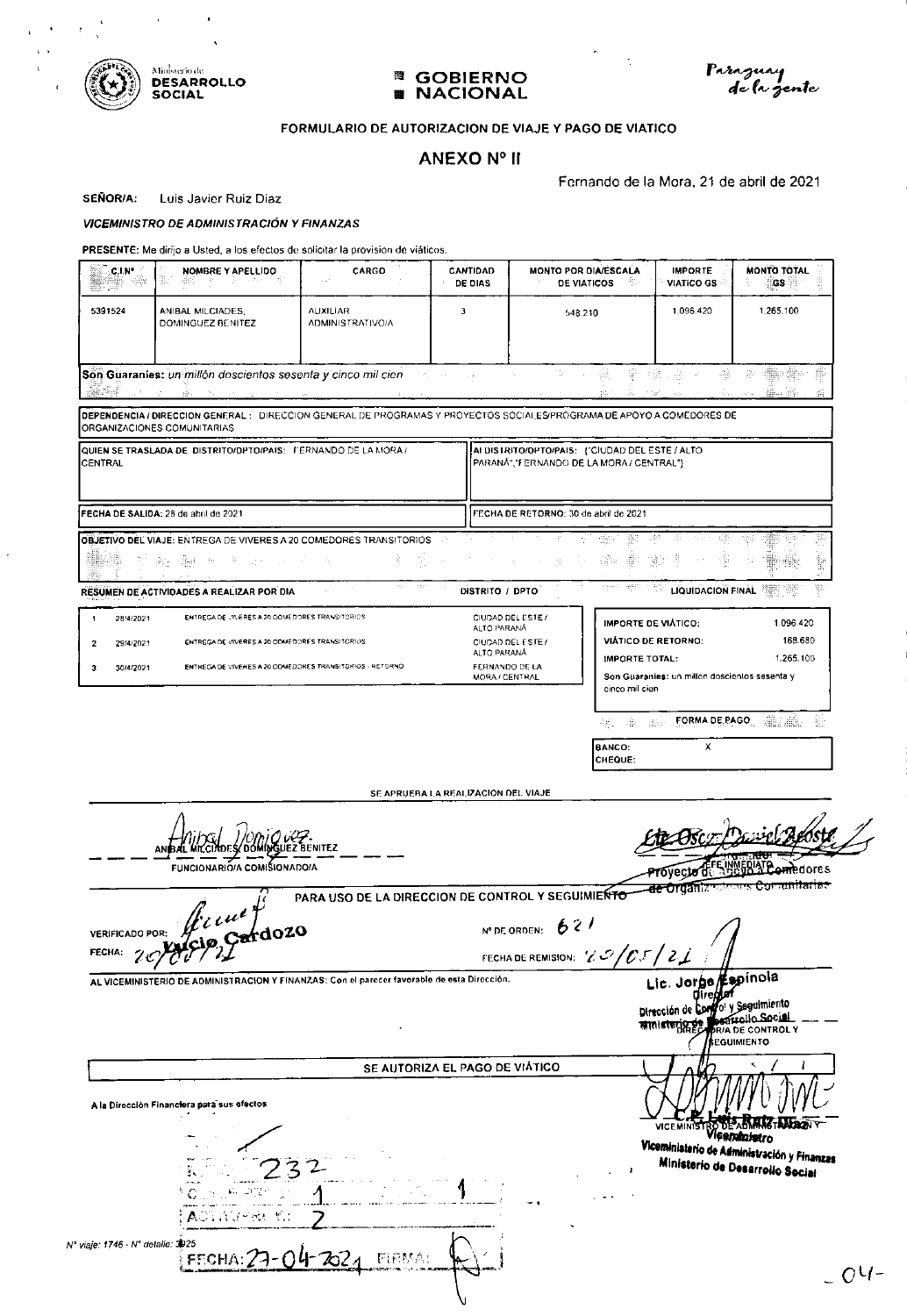Ministerio de **DESARROLLO SOCIAL** | **GOBIERNO NACIONAL** | Paraguay de la gente

**FORMULARIO DE AUTORIZACION DE VIAJE Y PAGO DE VIATICO**

## ANEXO N° II

Fernando de la Mora, 21 de abril de 2021

**SEÑOR/A:** Luis Javier Ruiz Diaz

***VICEMINISTRO DE ADMINISTRACIÓN Y FINANZAS***

**PRESENTE:** Me dirijo a Usted, a los efectos de solicitar la provision de viáticos.

| C.I.N° | NOMBRE Y APELLIDO | CARGO | CANTIDAD DE DIAS | MONTO POR DIA/ESCALA DE VIATICOS | IMPORTE VIATICO GS | MONTO TOTAL GS |
|---|---|---|---|---|---|---|
| 5391524 | ANIBAL MILCIADES, DOMINGUEZ BENITEZ | AUXILIAR ADMINISTRATIVO/A | 3 | 548.210 | 1.096.420 | 1.265.100 |

**Son Guaranies:** *un millón doscientos sesenta y cinco mil cien*

**DEPENDENCIA / DIRECCION GENERAL:** DIRECCION GENERAL DE PROGRAMAS Y PROYECTOS SOCIALES/PROGRAMA DE APOYO A COMEDORES DE ORGANIZACIONES COMUNITARIAS

**QUIEN SE TRASLADA DE DISTRITO/DPTO/PAIS:** FERNANDO DE LA MORA / CENTRAL

**AL DISTRITO/DPTO/PAIS:** ("CIUDAD DEL ESTE / ALTO PARANÁ","FERNANDO DE LA MORA / CENTRAL")

**FECHA DE SALIDA:** 28 de abril de 2021

**FECHA DE RETORNO:** 30 de abril de 2021

**OBJETIVO DEL VIAJE:** ENTREGA DE VIVERES A 20 COMEDORES TRANSITORIOS

**RESUMEN DE ACTIVIDADES A REALIZAR POR DIA**

| | Fecha | Actividad | DISTRITO / DPTO |
|---|---|---|---|
| 1 | 28/4/2021 | ENTREGA DE VIVERES A 20 COMEDORES TRANSITORIOS | CIUDAD DEL ESTE / ALTO PARANÁ |
| 2 | 29/4/2021 | ENTREGA DE VIVERES A 20 COMEDORES TRANSITORIOS | CIUDAD DEL ESTE / ALTO PARANÁ |
| 3 | 30/4/2021 | ENTREGA DE VIVERES A 20 COMEDORES TRANSITORIOS - RETORNO | FERNANDO DE LA MORA / CENTRAL |

**LIQUIDACION FINAL**

| | |
|---|---|
| IMPORTE DE VIÁTICO: | 1.096.420 |
| VIÁTICO DE RETORNO: | 168.680 |
| IMPORTE TOTAL: | 1.265.100 |

Son Guaranies: un millon doscientos sesenta y cinco mil cien

**FORMA DE PAGO**

BANCO: X
CHEQUE:

SE APRUEBA LA REALIZACION DEL VIAJE

ANIBAL MILCIADES DOMINGUEZ BENITEZ
FUNCIONARIO/A COMISIONADO/A

Lic. Oscar Daniel Acosta
JEFE INMEDIATO
Proyecto de Apoyo a Comedores de Organizaciones Comunitarias

**PARA USO DE LA DIRECCION DE CONTROL Y SEGUIMIENTO**

VERIFICADO POR: Yucio Cardozo
FECHA: 20/05/21

N° DE ORDEN: 621
FECHA DE REMISION: 20/05/21

AL VICEMINISTERIO DE ADMINISTRACION Y FINANZAS: Con el parecer favorable de esta Dirección.

Lic. Jorge Espinola
Director
Dirección de Control y Seguimiento
Ministerio de Desarrollo Social
DIRECTOR/A DE CONTROL Y SEGUIMIENTO

**SE AUTORIZA EL PAGO DE VIÁTICO**

A la Dirección Financiera para sus efectos

C.P. Luis Ruiz Diaz
Viceministro
VICEMINISTRO DE ADMINISTRACION Y FINANZAS
Viceministerio de Administración y Finanzas
Ministerio de Desarrollo Social

232
1 1
2

N° viaje: 1746 - N° detalle: 3925

FECHA: 27-04-2021 FIRMA:

-04-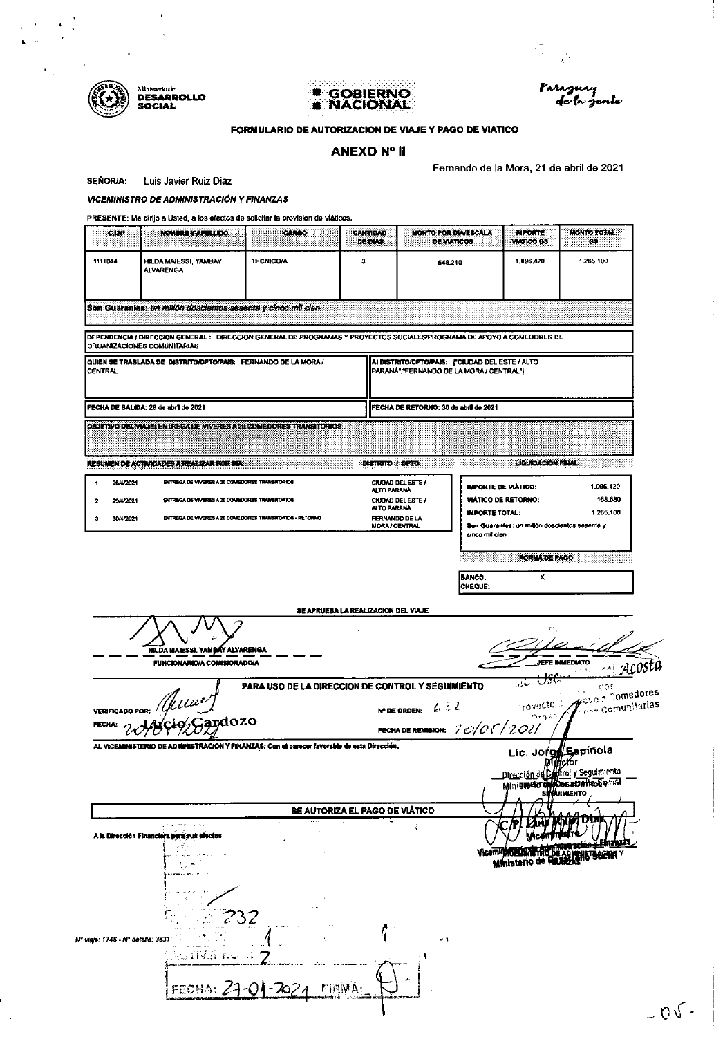Ministerio de **DESARROLLO SOCIAL** — **GOBIERNO NACIONAL** — *Paraguay de la gente*

## FORMULARIO DE AUTORIZACION DE VIAJE Y PAGO DE VIATICO

## ANEXO Nº II

Fernando de la Mora, 21 de abril de 2021

**SEÑOR/A:** Luis Javier Ruiz Diaz

***VICEMINISTRO DE ADMINISTRACIÓN Y FINANZAS***

**PRESENTE:** Me dirijo a Usted, a los efectos de solicitar la provision de viáticos.

| C.I.Nº | NOMBRE Y APELLIDO | CARGO | CANTIDAD DE DIAS | MONTO POR DIA/ESCALA DE VIATICOS | IMPORTE VIATICO G$ | MONTO TOTAL G$ |
|---|---|---|---|---|---|---|
| 1111844 | HILDA MAIESSI, YAMBAY ALVARENGA | TECNICO/A | 3 | 548.210 | 1.096.420 | 1.265.100 |

**Son Guaranies:** *un millón doscientos sesenta y cinco mil cien*

**DEPENDENCIA / DIRECCION GENERAL :** DIRECCION GENERAL DE PROGRAMAS Y PROYECTOS SOCIALES/PROGRAMA DE APOYO A COMEDORES DE ORGANIZACIONES COMUNITARIAS

**QUIEN SE TRASLADA DE DISTRITO/DPTO/PAIS:** FERNANDO DE LA MORA / CENTRAL

**AL DISTRITO/DPTO/PAIS:** ("CIUDAD DEL ESTE / ALTO PARANÁ","FERNANDO DE LA MORA / CENTRAL")

**FECHA DE SALIDA:** 28 de abril de 2021

**FECHA DE RETORNO:** 30 de abril de 2021

**OBJETIVO DEL VIAJE:** ENTREGA DE VIVERES A 20 COMEDORES TRANSITORIOS

**RESUMEN DE ACTIVIDADES A REALIZAR POR DIA**

| | Fecha | Actividad | DISTRITO / DPTO |
|---|---|---|---|
| 1 | 28/4/2021 | ENTREGA DE VIVERES A 20 COMEDORES TRANSITORIOS | CIUDAD DEL ESTE / ALTO PARANÁ |
| 2 | 29/4/2021 | ENTREGA DE VIVERES A 20 COMEDORES TRANSITORIOS | CIUDAD DEL ESTE / ALTO PARANÁ |
| 3 | 30/4/2021 | ENTREGA DE VIVERES A 20 COMEDORES TRANSITORIOS - RETORNO | FERNANDO DE LA MORA / CENTRAL |

**LIQUIDACION FINAL**

| | |
|---|---|
| IMPORTE DE VIÁTICO: | 1.096.420 |
| VIÁTICO DE RETORNO: | 168.680 |
| IMPORTE TOTAL: | 1.265.100 |

**Son Guaranies:** un millón doscientos sesenta y cinco mil cien

**FORMA DE PAGO**

| | |
|---|---|
| BANCO: | X |
| CHEQUE: | |

**SE APRUEBA LA REALIZACION DEL VIAJE**

HILDA MAIESSI, YAMBAY ALVARENGA
FUNCIONARIO/A COMISIONADO/A

JEFE INMEDIATO
Lic. Oscar ... Acosta
Coor... Apoyo a Comedores
Proyecto ... Comunitarias

**PARA USO DE LA DIRECCION DE CONTROL Y SEGUIMIENTO**

VERIFICADO POR: Arcio Cardozo

FECHA: 20/04/2021

Nº DE ORDEN: 622

FECHA DE REMISION: 20/05/2021

**AL VICEMINISTERIO DE ADMINISTRACION Y FINANZAS:** Con el parecer favorable de esta Dirección.

Lic. Jorge Espinola
Director
Dirección de Control y Seguimiento
Ministerio de Desarrollo Social

**SE AUTORIZA EL PAGO DE VIÁTICO**

A la Dirección Financiera para sus efectos

C.P. Luis Ruiz Diaz
Viceministro
Viceministerio de Administración y Finanzas
Ministerio de Desarrollo Social

232

Nº viaje: 1746 - Nº detalle: 3831

FECHA: 21-04-2021 FIRMA: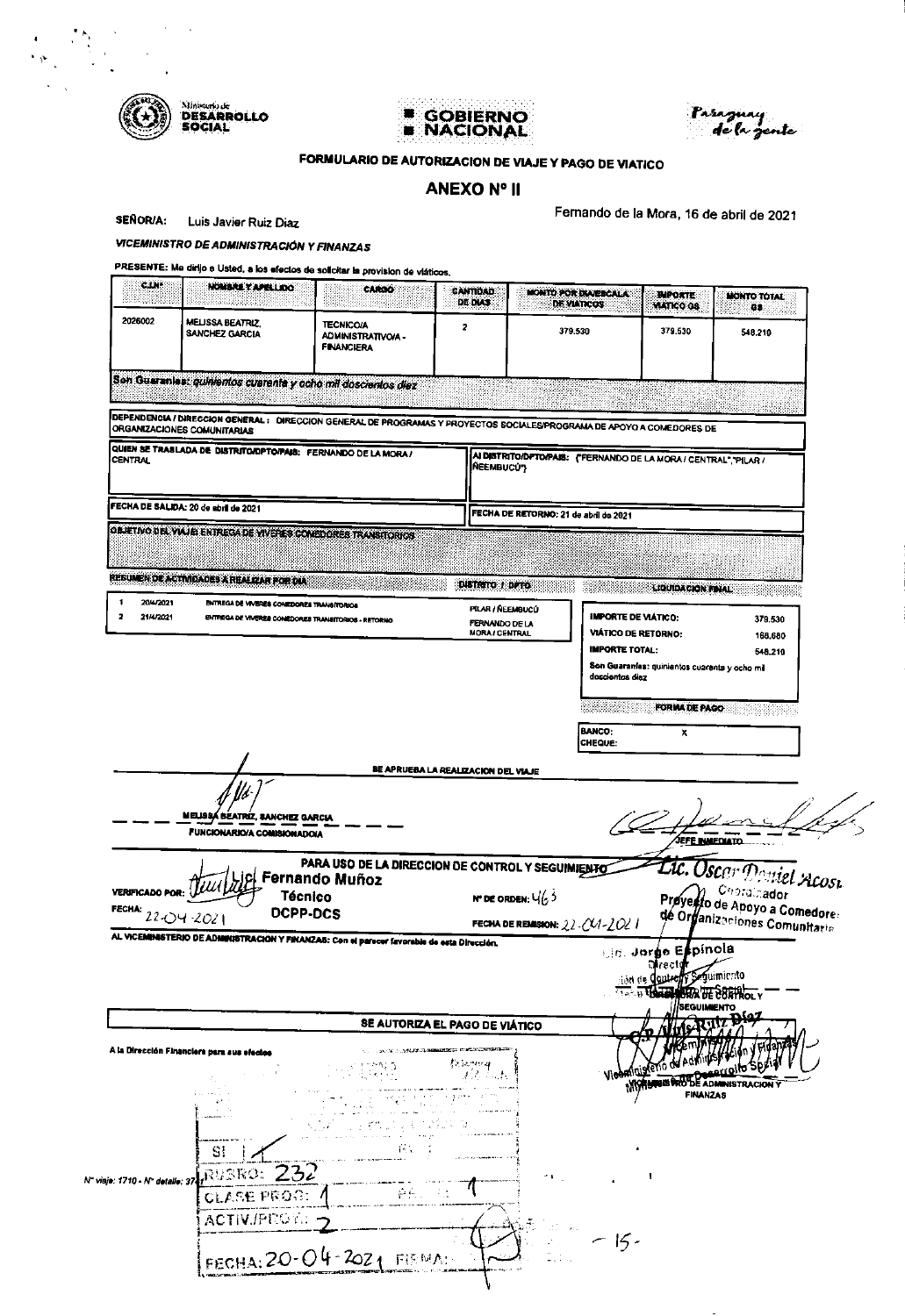Ministerio de **DESARROLLO SOCIAL** | **GOBIERNO NACIONAL** | *Paraguay de la gente*

## FORMULARIO DE AUTORIZACION DE VIAJE Y PAGO DE VIATICO

## ANEXO N° II

**SEÑOR/A:** Luis Javier Ruiz Diaz

Fernando de la Mora, 16 de abril de 2021

***VICEMINISTRO DE ADMINISTRACIÓN Y FINANZAS***

**PRESENTE:** Me dirijo a Usted, a los efectos de solicitar la provision de viáticos.

| C.I.N° | NOMBRE Y APELLIDO | CARGO | CANTIDAD DE DIAS | MONTO POR DIA/ESCALA DE VIATICOS | IMPORTE VIATICO G$ | MONTO TOTAL G$ |
|---|---|---|---|---|---|---|
| 2026002 | MELISSA BEATRIZ, SANCHEZ GARCIA | TECNICO/A ADMINISTRATIVO/A - FINANCIERA | 2 | 379.530 | 379.530 | 548.210 |

Son Guaranies: *quinientos cuarenta y ocho mil doscientos diez*

**DEPENDENCIA / DIRECCION GENERAL:** DIRECCION GENERAL DE PROGRAMAS Y PROYECTOS SOCIALES/PROGRAMA DE APOYO A COMEDORES DE ORGANIZACIONES COMUNITARIAS

**QUIEN SE TRASLADA DE DISTRITO/DPTO/PAIS:** FERNANDO DE LA MORA / CENTRAL

**AL DISTRITO/DPTO/PAIS:** ("FERNANDO DE LA MORA / CENTRAL","PILAR / ÑEEMBUCÚ")

**FECHA DE SALIDA:** 20 de abril de 2021

**FECHA DE RETORNO:** 21 de abril de 2021

**OBJETIVO DEL VIAJE:** ENTREGA DE VIVERES COMEDORES TRANSITORIOS

**RESUMEN DE ACTIVIDADES A REALIZAR POR DIA**

| | Fecha | Actividad | DISTRITO / DPTO |
|---|---|---|---|
| 1 | 20/4/2021 | ENTREGA DE VIVERES COMEDORES TRANSITORIOS | PILAR / ÑEEMBUCÚ |
| 2 | 21/4/2021 | ENTREGA DE VIVERES COMEDORES TRANSITORIOS - RETORNO | FERNANDO DE LA MORA / CENTRAL |

**LIQUIDACION FINAL**

| | |
|---|---|
| **IMPORTE DE VIÁTICO:** | 379.530 |
| **VIÁTICO DE RETORNO:** | 168.680 |
| **IMPORTE TOTAL:** | 548.210 |

**Son Guaranies:** quinientos cuarenta y ocho mil doscientos diez

**FORMA DE PAGO**

| | |
|---|---|
| **BANCO:** | X |
| **CHEQUE:** | |

**SE APRUEBA LA REALIZACION DEL VIAJE**

MELISSA BEATRIZ, SANCHEZ GARCIA
FUNCIONARIO/A COMISIONADO/A

JEFE INMEDIATO
Lic. Oscar Daniel Acosta
Coordinador
Proyecto de Apoyo a Comedores de Organizaciones Comunitarias

**PARA USO DE LA DIRECCION DE CONTROL Y SEGUIMIENTO**

VERIFICADO POR: Lic. Fernando Muñoz
Técnico
DCPP-DCS

FECHA: 22-04-2021

N° DE ORDEN: 463

FECHA DE REMISION: 22-04-2021

AL VICEMINISTERIO DE ADMINISTRACION Y FINANZAS: Con el parecer favorable de esta Dirección.

Lic. Jorge Espínola
Director
Dirección de Control y Seguimiento
DIRECCION DE CONTROL Y SEGUIMIENTO

**SE AUTORIZA EL PAGO DE VIÁTICO**

A la Dirección Financiera para sus efectos

Luis Ruiz Díaz
Viceministro de Administración y Finanzas
Ministerio de Desarrollo Social
VICEMINISTRO DE ADMINISTRACION Y FINANZAS

N° viaje: 1710 - N° detalle: 37...

SI 1
RUBRO: 232
CLASE PROG: 1
ACTIV./PROY: 2
FECHA: 20-04-2021 FIRMA:

-15-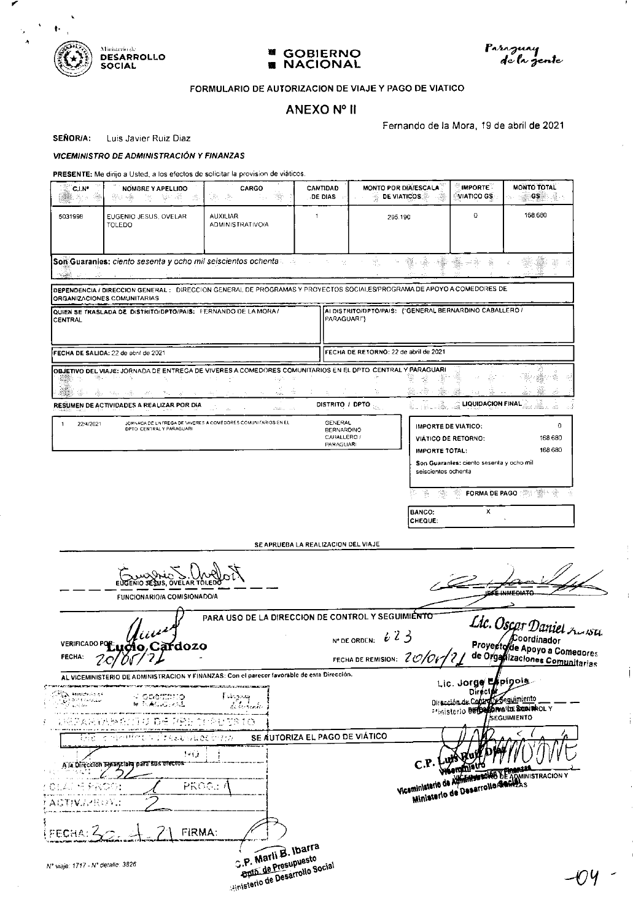Ministerio de **DESARROLLO SOCIAL** — **GOBIERNO NACIONAL** — *Paraguay de la gente*

FORMULARIO DE AUTORIZACION DE VIAJE Y PAGO DE VIATICO

## ANEXO Nº II

Fernando de la Mora, 19 de abril de 2021

**SEÑOR/A:** Luis Javier Ruiz Diaz

***VICEMINISTRO DE ADMINISTRACIÓN Y FINANZAS***

**PRESENTE:** Me dirijo a Usted, a los efectos de solicitar la provision de viáticos.

| C.I.Nº | NOMBRE Y APELLIDO | CARGO | CANTIDAD DE DIAS | MONTO POR DIA/ESCALA DE VIATICOS | IMPORTE VIATICO GS | MONTO TOTAL GS |
|---|---|---|---|---|---|---|
| 5031998 | EUGENIO JESUS, OVELAR TOLEDO | AUXILIAR ADMINISTRATIVO/A | 1 | 295.190 | 0 | 168.680 |

**Son Guaranies:** *ciento sesenta y ocho mil seiscientos ochenta*

**DEPENDENCIA / DIRECCION GENERAL :** DIRECCION GENERAL DE PROGRAMAS Y PROYECTOS SOCIALES/PROGRAMA DE APOYO A COMEDORES DE ORGANIZACIONES COMUNITARIAS

**QUIEN SE TRASLADA DE DISTRITO/DPTO/PAIS:** FERNANDO DE LA MORA / CENTRAL

**AL DISTRITO/DPTO/PAIS:** ('GENERAL BERNARDINO CABALLERO / PARAGUARI')

**FECHA DE SALIDA:** 22 de abril de 2021

**FECHA DE RETORNO:** 22 de abril de 2021

**OBJETIVO DEL VIAJE:** JORNADA DE ENTREGA DE VIVERES A COMEDORES COMUNITARIOS EN EL DPTO CENTRAL Y PARAGUARI

**RESUMEN DE ACTIVIDADES A REALIZAR POR DIA**

| | Fecha | Actividad | DISTRITO / DPTO |
|---|---|---|---|
| 1 | 22/4/2021 | JORNADA DE ENTREGA DE VIVERES A COMEDORES COMUNITARIOS EN EL DPTO CENTRAL Y PARAGUARI | GENERAL BERNARDINO CABALLERO / PARAGUARI |

**LIQUIDACION FINAL**

| | |
|---|---|
| IMPORTE DE VIATICO: | 0 |
| VIÁTICO DE RETORNO: | 168.680 |
| IMPORTE TOTAL: | 168.680 |

Son Guaranies: ciento sesenta y ocho mil seiscientos ochenta

**FORMA DE PAGO**

| | |
|---|---|
| BANCO: | X |
| CHEQUE: | |

SE APRUEBA LA REALIZACION DEL VIAJE

EUGENIO JESUS, OVELAR TOLEDO
FUNCIONARIO/A COMISIONADO/A

JEFE INMEDIATO
Lic. Oscar Daniel Arisu
Coordinador
Proyecto de Apoyo a Comedores de Organizaciones Comunitarias

PARA USO DE LA DIRECCION DE CONTROL Y SEGUIMIENTO

VERIFICADO POR: Lucio Cardozo
FECHA: 20/04/21

Nº DE ORDEN: 623
FECHA DE REMISION: 20/04/21

AL VICEMINISTERIO DE ADMINISTRACION Y FINANZAS: Con el parecer favorable de esta Dirección.

Lic. Jorge Espínola
Director
Dirección de Control y Seguimiento
Ministerio de Desarrollo Social

SE AUTORIZA EL PAGO DE VIÁTICO

C.P. Luis Ruiz Diaz
Viceministro
Viceministerio de Administración y Finanzas
Ministerio de Desarrollo Social

A la Dirección Financiera para sus efectos
OBJ: 232
CLASIFICADOR: 1 PROG: 1
ACTIVIDAD: 2
FECHA: 20-4-21 FIRMA:

C.P. Marli B. Ibarra
Dpto. de Presupuesto
Ministerio de Desarrollo Social

Nº viaje: 1717 - Nº detalle: 3826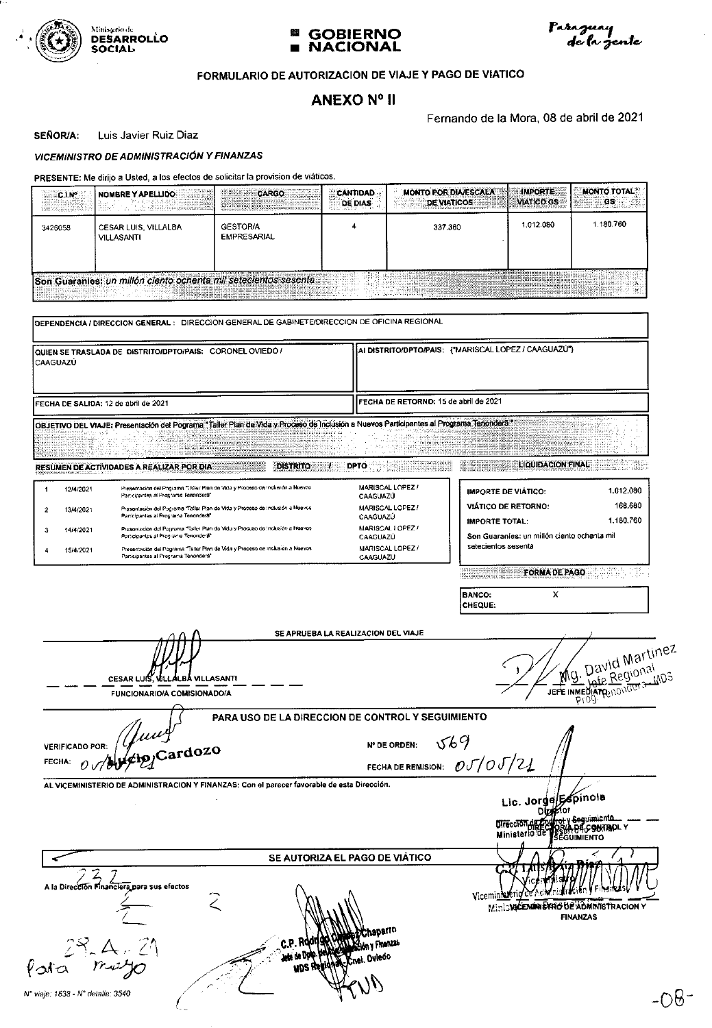Ministerio de **DESARROLLO SOCIAL** | **GOBIERNO NACIONAL** | *Paraguay de la gente*

### FORMULARIO DE AUTORIZACION DE VIAJE Y PAGO DE VIATICO

## ANEXO Nº II

Fernando de la Mora, 08 de abril de 2021

**SEÑOR/A:** Luis Javier Ruiz Diaz

***VICEMINISTRO DE ADMINISTRACIÓN Y FINANZAS***

**PRESENTE:** Me dirijo a Usted, a los efectos de solicitar la provision de viáticos.

| C.I.Nº | NOMBRE Y APELLIDO | CARGO | CANTIDAD DE DIAS | MONTO POR DIA/ESCALA DE VIATICOS | IMPORTE VIATICO GS | MONTO TOTAL GS |
|---|---|---|---|---|---|---|
| 3426058 | CESAR LUIS, VILLALBA VILLASANTI | GESTOR/A EMPRESARIAL | 4 | 337.360 | 1.012.080 | 1.180.760 |

**Son Guaranies:** *un millón ciento ochenta mil setecientos sesenta*

**DEPENDENCIA / DIRECCION GENERAL:** DIRECCION GENERAL DE GABINETE/DIRECCION DE OFICINA REGIONAL

**QUIEN SE TRASLADA DE DISTRITO/DPTO/PAIS:** CORONEL OVIEDO / CAAGUAZÚ

**Al DISTRITO/DPTO/PAIS:** {"MARISCAL LOPEZ / CAAGUAZÚ"}

**FECHA DE SALIDA:** 12 de abril de 2021

**FECHA DE RETORNO:** 15 de abril de 2021

**OBJETIVO DEL VIAJE:** Presentación del Pograma "Taller Plan de Vida y Proceso de Inclusión a Nuevos Participantes al Programa Tenonderã"

**RESUMEN DE ACTIVIDADES A REALIZAR POR DIA**

| | Fecha | Actividad | DISTRITO / DPTO |
|---|---|---|---|
| 1 | 12/4/2021 | Presentación del Pograma "Taller Plan de Vida y Proceso de Inclusión a Nuevos Participantes al Programa Tenonderã" | MARISCAL LOPEZ / CAAGUAZÚ |
| 2 | 13/4/2021 | Presentación del Pograma "Taller Plan de Vida y Proceso de Inclusión a Nuevos Participantes al Programa Tenonderã" | MARISCAL LOPEZ / CAAGUAZÚ |
| 3 | 14/4/2021 | Presentación del Pograma "Taller Plan de Vida y Proceso de Inclusión a Nuevos Participantes al Programa Tenonderã" | MARISCAL LOPEZ / CAAGUAZÚ |
| 4 | 15/4/2021 | Presentación del Pograma "Taller Plan de Vida y Proceso de Inclusión a Nuevos Participantes al Programa Tenonderã" | MARISCAL LOPEZ / CAAGUAZÚ |

**LIQUIDACION FINAL**

| | |
|---|---|
| IMPORTE DE VIÁTICO: | 1.012.080 |
| VIÁTICO DE RETORNO: | 168.680 |
| IMPORTE TOTAL: | 1.180.760 |

Son Guaranies: un millón ciento ochenta mil setecientos sesenta

**FORMA DE PAGO**

| | |
|---|---|
| BANCO: | X |
| CHEQUE: | |

**SE APRUEBA LA REALIZACION DEL VIAJE**

CESAR LUIS, VILLALBA VILLASANTI
FUNCIONARIO/A COMISIONADO/A

Mg. David Martinez
Jefe Regional
Prog. Tenonderã - MDS
JEFE INMEDIATO

**PARA USO DE LA DIRECCION DE CONTROL Y SEGUIMIENTO**

VERIFICADO POR: Lucio Cardozo

FECHA: 05/05/21

Nº DE ORDEN: 569

FECHA DE REMISION: 05/05/21

AL VICEMINISTERIO DE ADMINISTRACION Y FINANZAS: Con el parecer favorable de esta Dirección.

Lic. Jorge Espinola
Director
Dirección de Control y Seguimiento
Ministerio de Desarrollo Social
DIRECTOR/A DE CONTROL Y SEGUIMIENTO

**SE AUTORIZA EL PAGO DE VIÁTICO**

A la Dirección Financiera para sus efectos

28.4.21
Para mayo

C.P. Rodrigo ... Chaparro
Jefe de Dpto. de Administración y Finanzas
MDS Regional Cnel. Oviedo

C.P. Luis ... Diaz
Viceministro
Viceministerio de Administración y Finanzas
VICEMINISTRO DE ADMINISTRACION Y FINANZAS

Nº viaje: 1638 - Nº detalle: 3540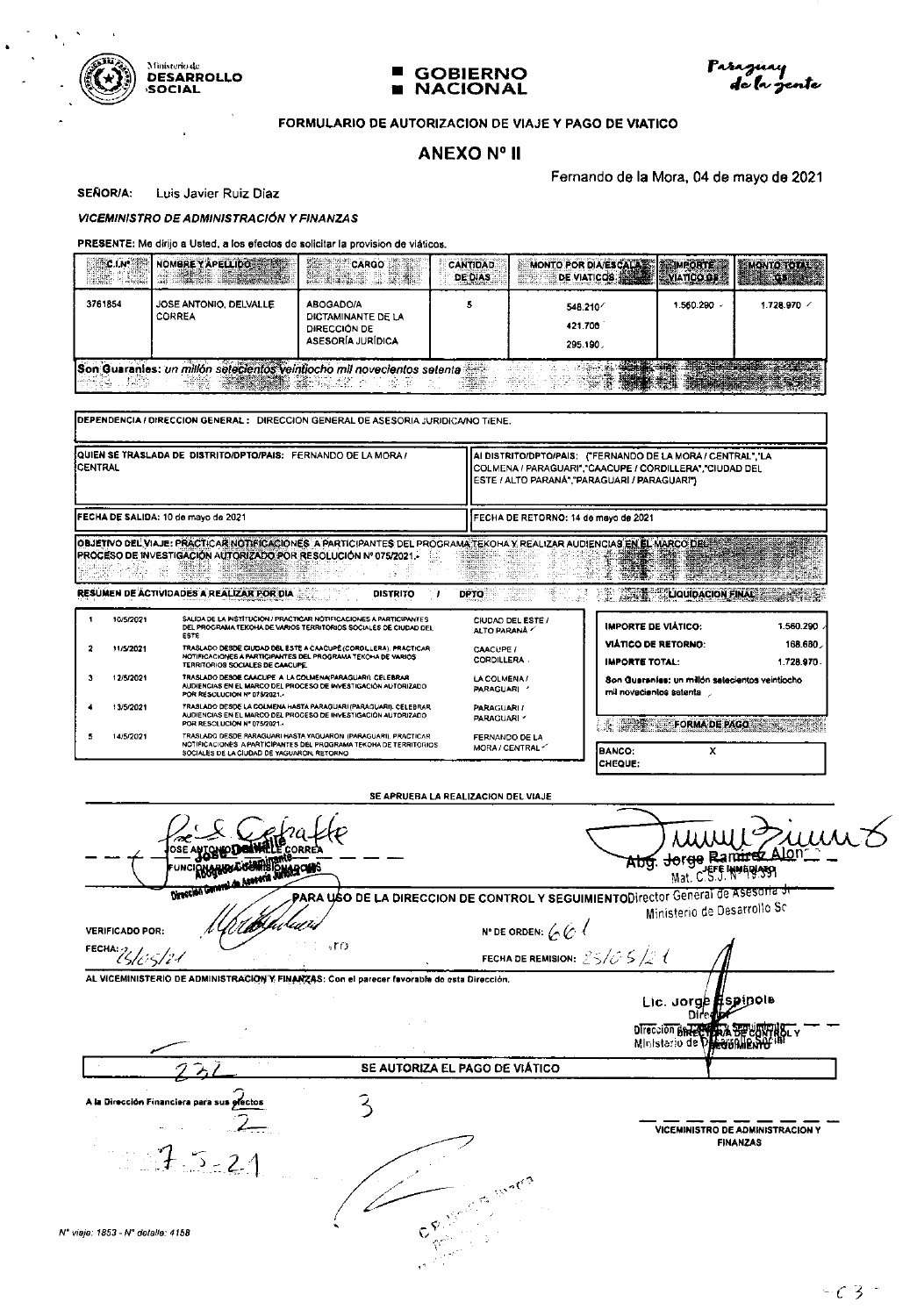Ministerio de **DESARROLLO SOCIAL** | **GOBIERNO NACIONAL** | Paraguay de la gente

**FORMULARIO DE AUTORIZACION DE VIAJE Y PAGO DE VIATICO**

## ANEXO Nº II

Fernando de la Mora, 04 de mayo de 2021

**SEÑOR/A:** Luis Javier Ruiz Díaz

***VICEMINISTRO DE ADMINISTRACIÓN Y FINANZAS***

**PRESENTE:** Me dirijo a Usted, a los efectos de solicitar la provision de viáticos.

| C.I.Nº | NOMBRE Y APELLIDO | CARGO | CANTIDAD DE DIAS | MONTO POR DIA/ESCALA DE VIATICOS | IMPORTE VIATICO G$ | MONTO TOTAL G$ |
|---|---|---|---|---|---|---|
| 3761854 | JOSE ANTONIO, DELVALLE CORREA | ABOGADO/A DICTAMINANTE DE LA DIRECCIÓN DE ASESORÍA JURÍDICA | 5 | 548.210 / 421.706 / 295.190 | 1.560.290 | 1.728.970 |

**Son Guaranies:** *un millón setecientos veintiocho mil novecientos setenta*

**DEPENDENCIA / DIRECCION GENERAL :** DIRECCION GENERAL DE ASESORIA JURIDICA/NO TIENE.

| | |
|---|---|
| **QUIEN SE TRASLADA DE DISTRITO/DPTO/PAIS:** FERNANDO DE LA MORA / CENTRAL | **Al DISTRITO/DPTO/PAIS:** ("FERNANDO DE LA MORA / CENTRAL","LA COLMENA / PARAGUARI","CAACUPE / CORDILLERA","CIUDAD DEL ESTE / ALTO PARANÁ","PARAGUARI / PARAGUARI") |
| **FECHA DE SALIDA:** 10 de mayo de 2021 | **FECHA DE RETORNO:** 14 de mayo de 2021 |

**OBJETIVO DEL VIAJE:** PRACTICAR NOTIFICACIONES A PARTICIPANTES DEL PROGRAMA TEKOHA Y REALIZAR AUDIENCIAS EN EL MARCO DEL PROCESO DE INVESTIGACIÓN AUTORIZADO POR RESOLUCIÓN Nº 075/2021.-

**RESUMEN DE ACTIVIDADES A REALIZAR POR DIA**

| | FECHA | ACTIVIDAD | DISTRITO / DPTO |
|---|---|---|---|
| 1 | 10/5/2021 | SALIDA DE LA INSTITUCIÓN / PRACTICAR NOTIFICACIONES A PARTICIPANTES DEL PROGRAMA TEKOHA DE VARIOS TERRITORIOS SOCIALES DE CIUDAD DEL ESTE | CIUDAD DEL ESTE / ALTO PARANÁ |
| 2 | 11/5/2021 | TRASLADO DESDE CIUDAD DEL ESTE A CAACUPÉ (CORDILLERA). PRACTICAR NOTIFICACIONES A PARTICIPANTES DEL PROGRAMA TEKOHA DE VARIOS TERRITORIOS SOCIALES DE CAACUPÉ. | CAACUPE / CORDILLERA |
| 3 | 12/5/2021 | TRASLADO DESDE CAACUPE A LA COLMENA(PARAGUARI). CELEBRAR AUDIENCIAS EN EL MARCO DEL PROCESO DE INVESTIGACIÓN AUTORIZADO POR RESOLUCION Nº 075/2021.- | LA COLMENA / PARAGUARI |
| 4 | 13/5/2021 | TRASLADO DESDE LA COLMENA HASTA PARAGUARI (PARAGUARI). CELEBRAR AUDIENCIAS EN EL MARCO DEL PROCESO DE INVESTIGACIÓN AUTORIZADO POR RESOLUCION Nº 075/2021.- | PARAGUARI / PARAGUARI |
| 5 | 14/5/2021 | TRASLADO DESDE PARAGUARI HASTA YAGUARON (PARAGUARI). PRACTICAR NOTIFICACIONES A PARTICIPANTES DEL PROGRAMA TEKOHA DE TERRITORIOS SOCIALES DE LA CIUDAD DE YAGUARON. RETORNO | FERNANDO DE LA MORA / CENTRAL |

**LIQUIDACION FINAL**

| | |
|---|---|
| **IMPORTE DE VIÁTICO:** | 1.560.290 |
| **VIÁTICO DE RETORNO:** | 168.680 |
| **IMPORTE TOTAL:** | 1.728.970 |

**Son Guaranies:** un millón setecientos veintiocho mil novecientos setenta

**FORMA DE PAGO**

| | |
|---|---|
| **BANCO:** | X |
| **CHEQUE:** | |

**SE APRUEBA LA REALIZACION DEL VIAJE**

JOSE ANTONIO DELVALLE CORREA — FUNCIONARIO/COMISIONADO — Abogado Dictaminante, Dirección General de Asesoría Jurídica

Abg. Jorge Ramírez Alonzo — JEFE INMEDIATO — Mat. C.S.J. Nº 19.391 — Director General de Asesoría Jurídica, Ministerio de Desarrollo Social

**PARA USO DE LA DIRECCION DE CONTROL Y SEGUIMIENTO**

**VERIFICADO POR:**

**Nº DE ORDEN:** 661

**FECHA:** 25/05/21

**FECHA DE REMISION:** 25/05/21

**AL VICEMINISTERIO DE ADMINISTRACION Y FINANZAS:** Con el parecer favorable de esta Dirección.

Lic. Jorge Espínola — Director — Dirección de Control y Seguimiento, Ministerio de Desarrollo Social

**SE AUTORIZA EL PAGO DE VIÁTICO**

A la Dirección Financiera para sus efectos

7-5-21

**VICEMINISTRO DE ADMINISTRACION Y FINANZAS**

Nº viaje: 1853 - Nº detalle: 4158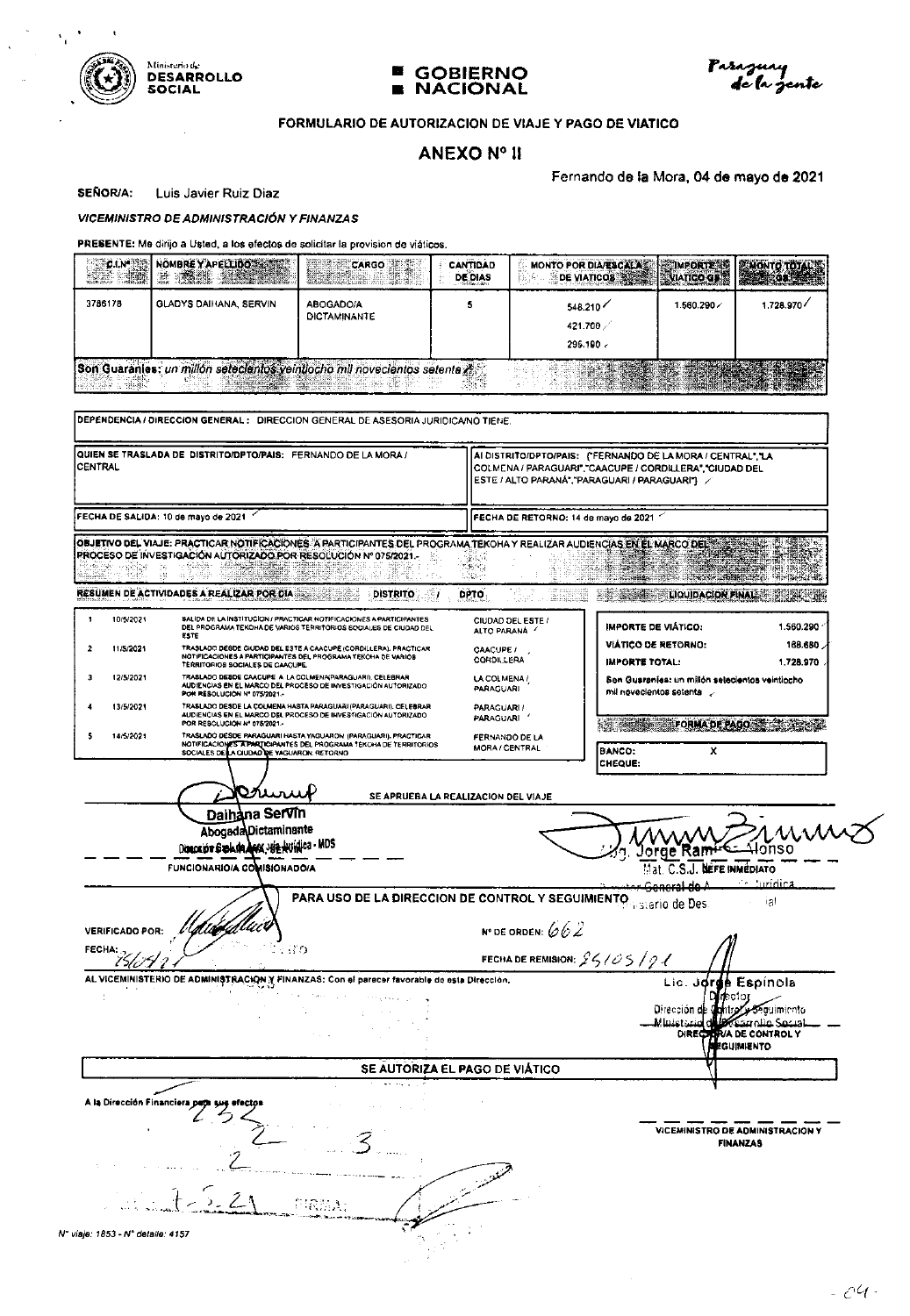Ministerio de **DESARROLLO SOCIAL** | **GOBIERNO NACIONAL** | *Paraguay de la gente*

**FORMULARIO DE AUTORIZACION DE VIAJE Y PAGO DE VIATICO**

## ANEXO Nº II

Fernando de la Mora, 04 de mayo de 2021

**SEÑOR/A:** Luis Javier Ruiz Diaz

***VICEMINISTRO DE ADMINISTRACIÓN Y FINANZAS***

**PRESENTE:** Me dirijo a Usted, a los efectos de solicitar la provision de viáticos.

| C.I.Nº | NOMBRE Y APELLIDO | CARGO | CANTIDAD DE DIAS | MONTO POR DIA/ESCALA DE VIATICOS | IMPORTE VIATICO G$ | MONTO TOTAL G$ |
|---|---|---|---|---|---|---|
| 3786178 | GLADYS DAIHANA, SERVIN | ABOGADO/A DICTAMINANTE | 5 | 548.210 / 421.700 / 295.190 | 1.560.290 | 1.728.970 |

**Son Guaraníes:** *un millón setecientos veintiocho mil novecientos setenta*

**DEPENDENCIA / DIRECCION GENERAL:** DIRECCION GENERAL DE ASESORIA JURIDICA/NO TIENE.

**QUIEN SE TRASLADA DE DISTRITO/DPTO/PAIS:** FERNANDO DE LA MORA / CENTRAL

**Al DISTRITO/DPTO/PAIS:** ["FERNANDO DE LA MORA / CENTRAL","LA COLMENA / PARAGUARI","CAACUPE / CORDILLERA","CIUDAD DEL ESTE / ALTO PARANÁ","PARAGUARI / PARAGUARI"]

**FECHA DE SALIDA:** 10 de mayo de 2021

**FECHA DE RETORNO:** 14 de mayo de 2021

**OBJETIVO DEL VIAJE:** PRACTICAR NOTIFICACIONES A PARTICIPANTES DEL PROGRAMA TEKOHA Y REALIZAR AUDIENCIAS EN EL MARCO DEL PROCESO DE INVESTIGACIÓN AUTORIZADO POR RESOLUCIÓN Nº 075/2021.-

**RESUMEN DE ACTIVIDADES A REALIZAR POR DIA**

| | Fecha | Actividad | DISTRITO / DPTO |
|---|---|---|---|
| 1 | 10/5/2021 | SALIDA DE LA INSTITUCION / PRACTICAR NOTIFICACIONES A PARTICIPANTES DEL PROGRAMA TEKOHA DE VARIOS TERRITORIOS SOCIALES DE CIUDAD DEL ESTE | CIUDAD DEL ESTE / ALTO PARANÁ |
| 2 | 11/5/2021 | TRASLADO DESDE CIUDAD DEL ESTE A CAACUPÉ (CORDILLERA), PRACTICAR NOTIFICACIONES A PARTICIPANTES DEL PROGRAMA TEKOHA DE VARIOS TERRITORIOS SOCIALES DE CAACUPÉ | CAACUPE / CORDILLERA |
| 3 | 12/5/2021 | TRASLADO DESDE CAACUPE A LA COLMENA(PARAGUARI), CELEBRAR AUDIENCIAS EN EL MARCO DEL PROCESO DE INVESTIGACIÓN AUTORIZADO POR RESOLUCION Nº 075/2021.- | LA COLMENA / PARAGUARI |
| 4 | 13/5/2021 | TRASLADO DESDE LA COLMENA HASTA PARAGUARI (PARAGUARI), CELEBRAR AUDIENCIAS EN EL MARCO DEL PROCESO DE INVESTIGACIÓN AUTORIZADO POR RESOLUCION Nº 075/2021.- | PARAGUARI / PARAGUARI |
| 5 | 14/5/2021 | TRASLADO DESDE PARAGUARI HASTA YAGUARON (PARAGUARI), PRACTICAR NOTIFICACIONES A PARTICIPANTES DEL PROGRAMA TEKOHA DE TERRITORIOS SOCIALES DE LA CIUDAD DE YAGUARON. RETORNO | FERNANDO DE LA MORA / CENTRAL |

**LIQUIDACION FINAL**

| | |
|---|---|
| **IMPORTE DE VIÁTICO:** | 1.560.290 |
| **VIÁTICO DE RETORNO:** | 168.680 |
| **IMPORTE TOTAL:** | 1.728.970 |

**Son Guaraníes:** un millón setecientos veintiocho mil novecientos setenta

**FORMA DE PAGO**

| | |
|---|---|
| **BANCO:** | X |
| **CHEQUE:** | |

Daihana Servín
Abogada Dictaminante
Dirección General de Asesoría Jurídica - MDS
FUNCIONARIO/A COMISIONADO/A

SE APRUEBA LA REALIZACION DEL VIAJE

Abg. Jorge Ramírez Alonso
Mat. C.S.J.
JEFE INMEDIATO
Director General de Asesoría Jurídica
Ministerio de Desarrollo Social

**PARA USO DE LA DIRECCION DE CONTROL Y SEGUIMIENTO**

VERIFICADO POR:

FECHA: 26/05/21

Nº DE ORDEN: 662

FECHA DE REMISION: 26/05/21

AL VICEMINISTERIO DE ADMINISTRACION Y FINANZAS: Con el parecer favorable de esta Dirección.

Lic. Jorge Espínola
Director
Dirección de Control y Seguimiento
Ministerio de Desarrollo Social
DIRECTOR/A DE CONTROL Y SEGUIMIENTO

**SE AUTORIZA EL PAGO DE VIÁTICO**

A la Dirección Financiera para sus efectos

FIRMA

VICEMINISTRO DE ADMINISTRACION Y FINANZAS

*Nº viaje: 1853 - Nº detalle: 4157*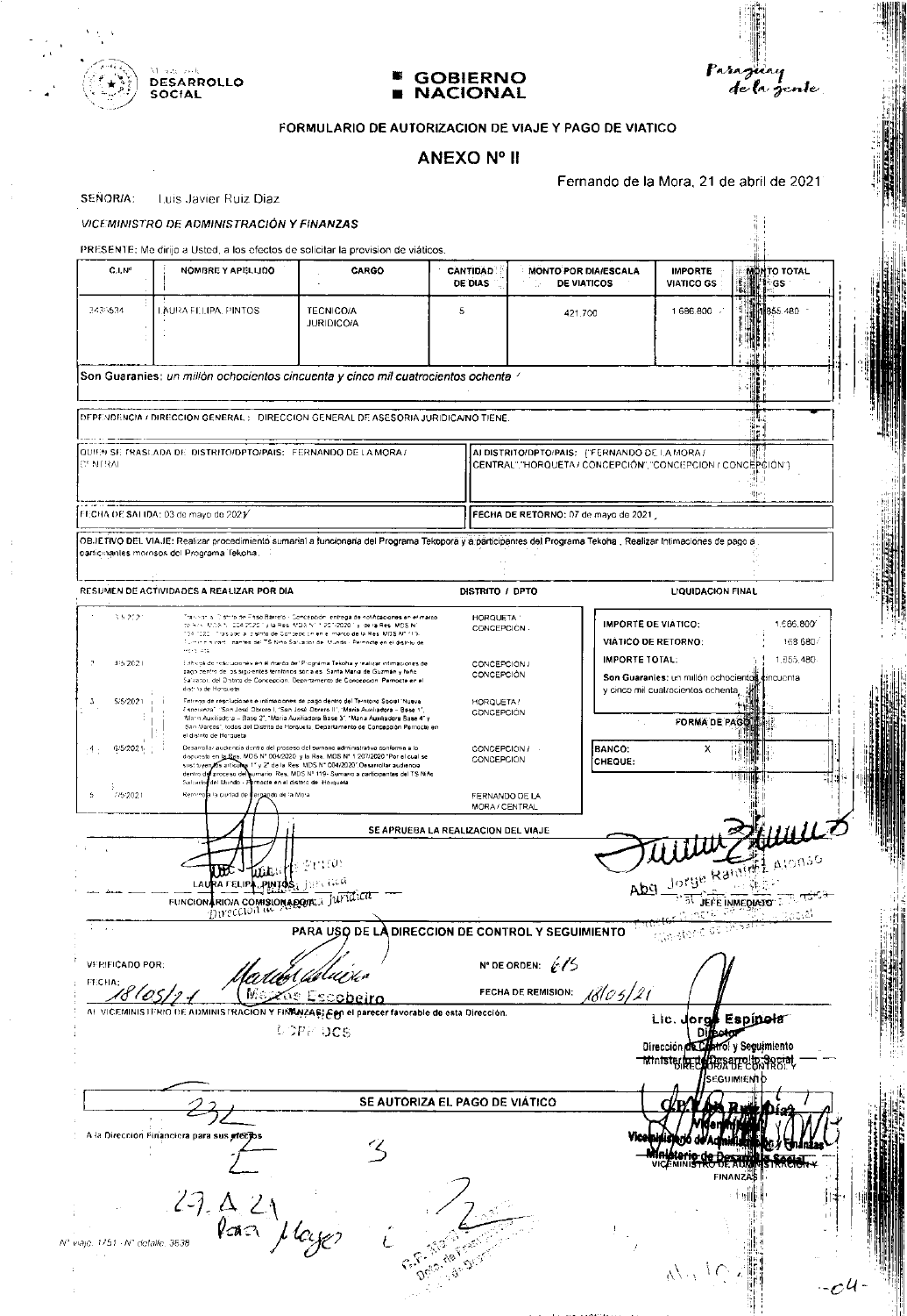Ministerio de **DESARROLLO SOCIAL**

**GOBIERNO NACIONAL**

*Paraguay de la gente*

**FORMULARIO DE AUTORIZACION DE VIAJE Y PAGO DE VIATICO**

## ANEXO N° II

Fernando de la Mora, 21 de abril de 2021

SEÑOR/A: Luis Javier Ruiz Diaz

*VICEMINISTRO DE ADMINISTRACIÓN Y FINANZAS*

PRESENTE: Me dirijo a Usted, a los efectos de solicitar la provision de viáticos.

| C.I.N° | NOMBRE Y APELLIDO | CARGO | CANTIDAD DE DIAS | MONTO POR DIA/ESCALA DE VIATICOS | IMPORTE VIATICO GS | MONTO TOTAL GS |
|---|---|---|---|---|---|---|
| 3435634 | LAURA FELIPA PINTOS | TECNICO/A JURIDICO/A | 5 | 421.700 | 1.686.800 | 1.855.480 |

Son Guaranies: *un millón ochocientos cincuenta y cinco mil cuatrocientos ochenta*

DEPENDENCIA / DIRECCION GENERAL : DIRECCION GENERAL DE ASESORIA JURIDICA/NO TIENE.

QUIEN SE TRASLADA DE: DISTRITO/DPTO/PAIS: FERNANDO DE LA MORA / CENTRAL

A DISTRITO/DPTO/PAIS: ("FERNANDO DE LA MORA / CENTRAL","HORQUETA / CONCEPCIÓN","CONCEPCION / CONCEPCION")

FECHA DE SALIDA: 03 de mayo de 2021

FECHA DE RETORNO: 07 de mayo de 2021

OBJETIVO DEL VIAJE: Realizar procedimiento sumarial a funcionaria del Programa Tekopora y a participantes del Programa Tekoha , Realizar Intimaciones de pago a participantes morosos del Programa Tekoha.

RESUMEN DE ACTIVIDADES A REALIZAR POR DIA

| | Fecha | Actividad | DISTRITO / DPTO |
|---|---|---|---|
| 1 | 3/5/2021 | Traslado al Distrito de Paso Barreto - Concepción: entrega de notificaciones en el marco de la Res. MDS N° 004/2020 y la Res. MDS N° 1.207/2020 y de la Res. MDS N° 004/2020. Traslado al distrito de Concepción en el marco de la Res. MDS N° 119 - Sumario a participantes del TS Niño Salvador del Mundo - Pernocte en el distrito de Horqueta | HORQUETA / CONCEPCION |
| 2 | 4/5/2021 | Entrega de resoluciones en el marco del Programa Tekoha y realizar intimaciones de pago dentro de los siguientes territorios sociales: Santa María de Guzmán y Niño Salvador, del Distrito de Concepción, Departamento de Concepción. Pernocte en el distrito de Horqueta | CONCEPCION / CONCEPCION |
| 3 | 5/5/2021 | Entrega de resoluciones e intimaciones de pago dentro del Territorio Social "Nueva Esperanza", "San José Obrero I", "San José Obrero II", "María Auxiliadora – Base 1", "María Auxiliadora – Base 2", "María Auxiliadora Base 3", "María Auxiliadora Base 4" y "San Marcos", todos del Distrito de Horqueta, Departamento de Concepción. Pernocte en el distrito de Horqueta | HORQUETA / CONCEPCION |
| 4 | 6/5/2021 | Desarrollar audiencia dentro del proceso del sumario administrativo conforme a lo dispuesto en la Res. MDS N° 004/2020 y la Res. MDS N° 1.207/2020 "Por el cual se sustituyen los artículos 1° y 2° de la Res. MDS N° 004/2020". Desarrollar audiencia dentro del proceso del sumario. Res. MDS N° 119- Sumario a participantes del TS Niño Salvador del Mundo - Pernocte en el distrito de Horqueta | CONCEPCION / CONCEPCION |
| 5 | 7/5/2021 | Retorno a la ciudad de Fernando de la Mora | FERNANDO DE LA MORA / CENTRAL |

LIQUIDACION FINAL

| | |
|---|---|
| IMPORTE DE VIATICO: | 1.686.800 |
| VIATICO DE RETORNO: | 168.680 |
| IMPORTE TOTAL: | 1.855.480 |

Son Guaranies: un millón ochocientos cincuenta y cinco mil cuatrocientos ochenta

FORMA DE PAGO

| | |
|---|---|
| BANCO: | X |
| CHEQUE: | |

SE APRUEBA LA REALIZACION DEL VIAJE

LAURA FELIPA PINTOS
FUNCIONARIO/A COMISIONADO/A

Abg. Jorge Rafael Alonso
JEFE INMEDIATO

PARA USO DE LA DIRECCION DE CONTROL Y SEGUIMIENTO

VERIFICADO POR: Marcos Escobeiro

FECHA: 18/05/21

N° DE ORDEN: 615

FECHA DE REMISION: 18/05/21

AL VICEMINISTERIO DE ADMINISTRACION Y FINANZAS, Con el parecer favorable de esta Dirección.

Lic. Jorge Espínola
Director
Dirección de Control y Seguimiento
Ministerio de Desarrollo Social
DIRECTORA DE CONTROL Y SEGUIMIENTO

SE AUTORIZA EL PAGO DE VIÁTICO

A la Direccion Financiera para sus efectos

C.P. Luis Ruiz Díaz
Viceministro de Administración y Finanzas
Ministerio de Desarrollo Social
VICEMINISTRO DE ADMINISTRACION Y FINANZAS

27.4.21
Para Mayo

N° viaje: 1751 - N° detalle: 3838